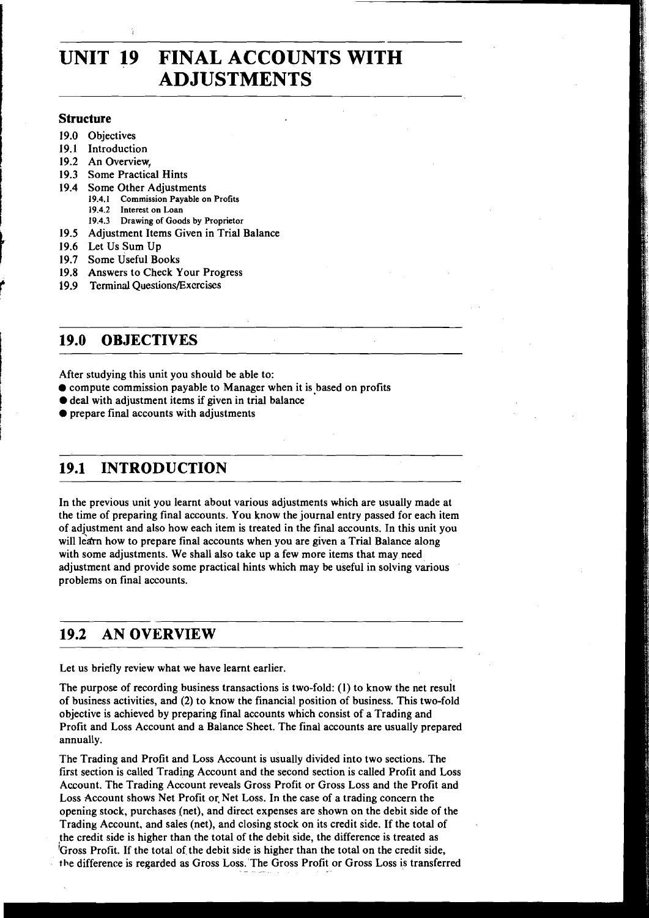# UNIT 19 FINAL ACCOUNTS WITH ADJUSTMENTS

## Structure

19.0 Objectives
19.1 Introduction
19.2 An Overview,
19.3 Some Practical Hints
19.4 Some Other Adjustments
    19.4.1 Commission Payable on Profits
    19.4.2 Interest on Loan
    19.4.3 Drawing of Goods by Proprietor
19.5 Adjustment Items Given in Trial Balance
19.6 Let Us Sum Up
19.7 Some Useful Books
19.8 Answers to Check Your Progress
19.9 Terminal Questions/Exercises

## 19.0 OBJECTIVES

After studying this unit you should be able to:

- compute commission payable to Manager when it is based on profits
- deal with adjustment items if given in trial balance
- prepare final accounts with adjustments

## 19.1 INTRODUCTION

In the previous unit you learnt about various adjustments which are usually made at the time of preparing final accounts. You know the journal entry passed for each item of adjustment and also how each item is treated in the final accounts. In this unit you will learn how to prepare final accounts when you are given a Trial Balance along with some adjustments. We shall also take up a few more items that may need adjustment and provide some practical hints which may be useful in solving various problems on final accounts.

## 19.2 AN OVERVIEW

Let us briefly review what we have learnt earlier.

The purpose of recording business transactions is two-fold: (1) to know the net result of business activities, and (2) to know the financial position of business. This two-fold objective is achieved by preparing final accounts which consist of a Trading and Profit and Loss Account and a Balance Sheet. The final accounts are usually prepared annually.

The Trading and Profit and Loss Account is usually divided into two sections. The first section is called Trading Account and the second section is called Profit and Loss Account. The Trading Account reveals Gross Profit or Gross Loss and the Profit and Loss Account shows Net Profit or Net Loss. In the case of a trading concern the opening stock, purchases (net), and direct expenses are shown on the debit side of the Trading Account, and sales (net), and closing stock on its credit side. If the total of the credit side is higher than the total of the debit side, the difference is treated as Gross Profit. If the total of the debit side is higher than the total on the credit side, the difference is regarded as Gross Loss. The Gross Profit or Gross Loss is transferred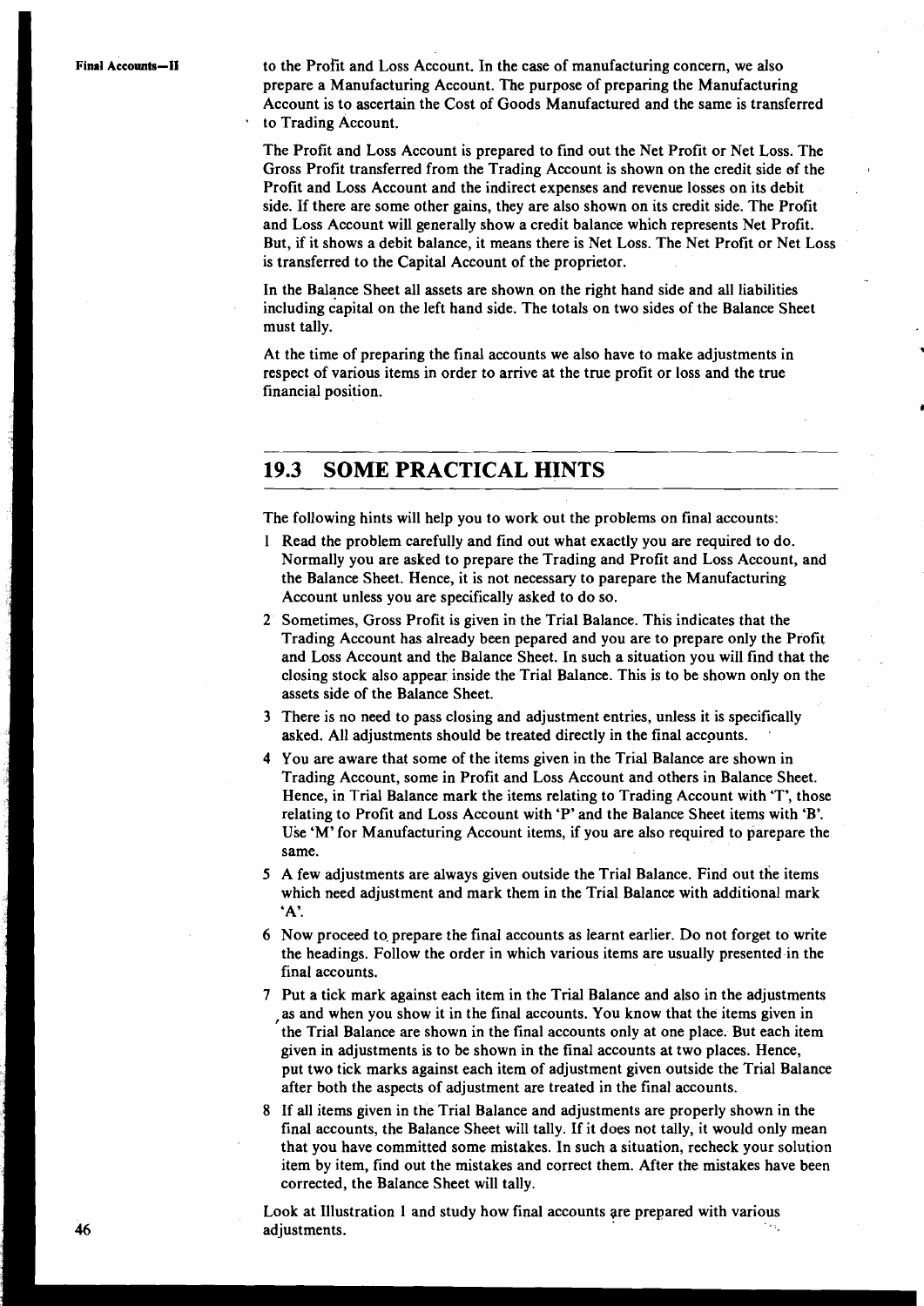to the Profit and Loss Account. In the case of manufacturing concern, we also prepare a Manufacturing Account. The purpose of preparing the Manufacturing Account is to ascertain the Cost of Goods Manufactured and the same is transferred to Trading Account.

The Profit and Loss Account is prepared to find out the Net Profit or Net Loss. The Gross Profit transferred from the Trading Account is shown on the credit side of the Profit and Loss Account and the indirect expenses and revenue losses on its debit side. If there are some other gains, they are also shown on its credit side. The Profit and Loss Account will generally show a credit balance which represents Net Profit. But, if it shows a debit balance, it means there is Net Loss. The Net Profit or Net Loss is transferred to the Capital Account of the proprietor.

In the Balance Sheet all assets are shown on the right hand side and all liabilities including capital on the left hand side. The totals on two sides of the Balance Sheet must tally.

At the time of preparing the final accounts we also have to make adjustments in respect of various items in order to arrive at the true profit or loss and the true financial position.

## 19.3 SOME PRACTICAL HINTS

The following hints will help you to work out the problems on final accounts:

1. Read the problem carefully and find out what exactly you are required to do. Normally you are asked to prepare the Trading and Profit and Loss Account, and the Balance Sheet. Hence, it is not necessary to parepare the Manufacturing Account unless you are specifically asked to do so.
2. Sometimes, Gross Profit is given in the Trial Balance. This indicates that the Trading Account has already been pepared and you are to prepare only the Profit and Loss Account and the Balance Sheet. In such a situation you will find that the closing stock also appear inside the Trial Balance. This is to be shown only on the assets side of the Balance Sheet.
3. There is no need to pass closing and adjustment entries, unless it is specifically asked. All adjustments should be treated directly in the final accounts.
4. You are aware that some of the items given in the Trial Balance are shown in Trading Account, some in Profit and Loss Account and others in Balance Sheet. Hence, in Trial Balance mark the items relating to Trading Account with 'T', those relating to Profit and Loss Account with 'P' and the Balance Sheet items with 'B'. Use 'M' for Manufacturing Account items, if you are also required to parepare the same.
5. A few adjustments are always given outside the Trial Balance. Find out the items which need adjustment and mark them in the Trial Balance with additional mark 'A'.
6. Now proceed to prepare the final accounts as learnt earlier. Do not forget to write the headings. Follow the order in which various items are usually presented in the final accounts.
7. Put a tick mark against each item in the Trial Balance and also in the adjustments as and when you show it in the final accounts. You know that the items given in the Trial Balance are shown in the final accounts only at one place. But each item given in adjustments is to be shown in the final accounts at two places. Hence, put two tick marks against each item of adjustment given outside the Trial Balance after both the aspects of adjustment are treated in the final accounts.
8. If all items given in the Trial Balance and adjustments are properly shown in the final accounts, the Balance Sheet will tally. If it does not tally, it would only mean that you have committed some mistakes. In such a situation, recheck your solution item by item, find out the mistakes and correct them. After the mistakes have been corrected, the Balance Sheet will tally.

Look at Illustration 1 and study how final accounts are prepared with various adjustments.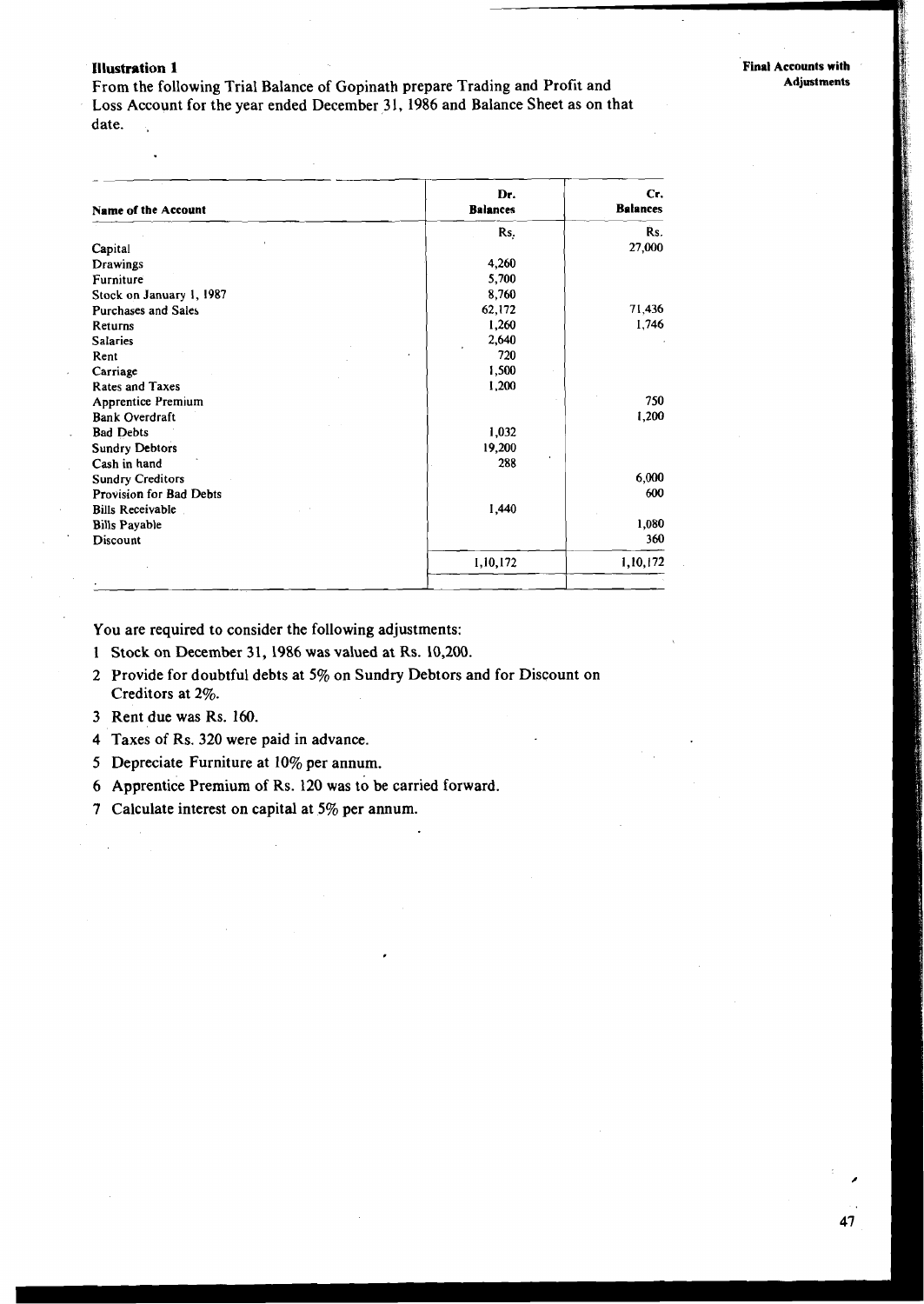**Illustration 1**

From the following Trial Balance of Gopinath prepare Trading and Profit and Loss Account for the year ended December 31, 1986 and Balance Sheet as on that date.

| Name of the Account | Dr. Balances | Cr. Balances |
|---|---|---|
| | Rs. | Rs. |
| Capital | | 27,000 |
| Drawings | 4,260 | |
| Furniture | 5,700 | |
| Stock on January 1, 1987 | 8,760 | |
| Purchases and Sales | 62,172 | 71,436 |
| Returns | 1,260 | 1,746 |
| Salaries | 2,640 | |
| Rent | 720 | |
| Carriage | 1,500 | |
| Rates and Taxes | 1,200 | |
| Apprentice Premium | | 750 |
| Bank Overdraft | | 1,200 |
| Bad Debts | 1,032 | |
| Sundry Debtors | 19,200 | |
| Cash in hand | 288 | |
| Sundry Creditors | | 6,000 |
| Provision for Bad Debts | | 600 |
| Bills Receivable | 1,440 | |
| Bills Payable | | 1,080 |
| Discount | | 360 |
| | 1,10,172 | 1,10,172 |

You are required to consider the following adjustments:

1. Stock on December 31, 1986 was valued at Rs. 10,200.
2. Provide for doubtful debts at 5% on Sundry Debtors and for Discount on Creditors at 2%.
3. Rent due was Rs. 160.
4. Taxes of Rs. 320 were paid in advance.
5. Depreciate Furniture at 10% per annum.
6. Apprentice Premium of Rs. 120 was to be carried forward.
7. Calculate interest on capital at 5% per annum.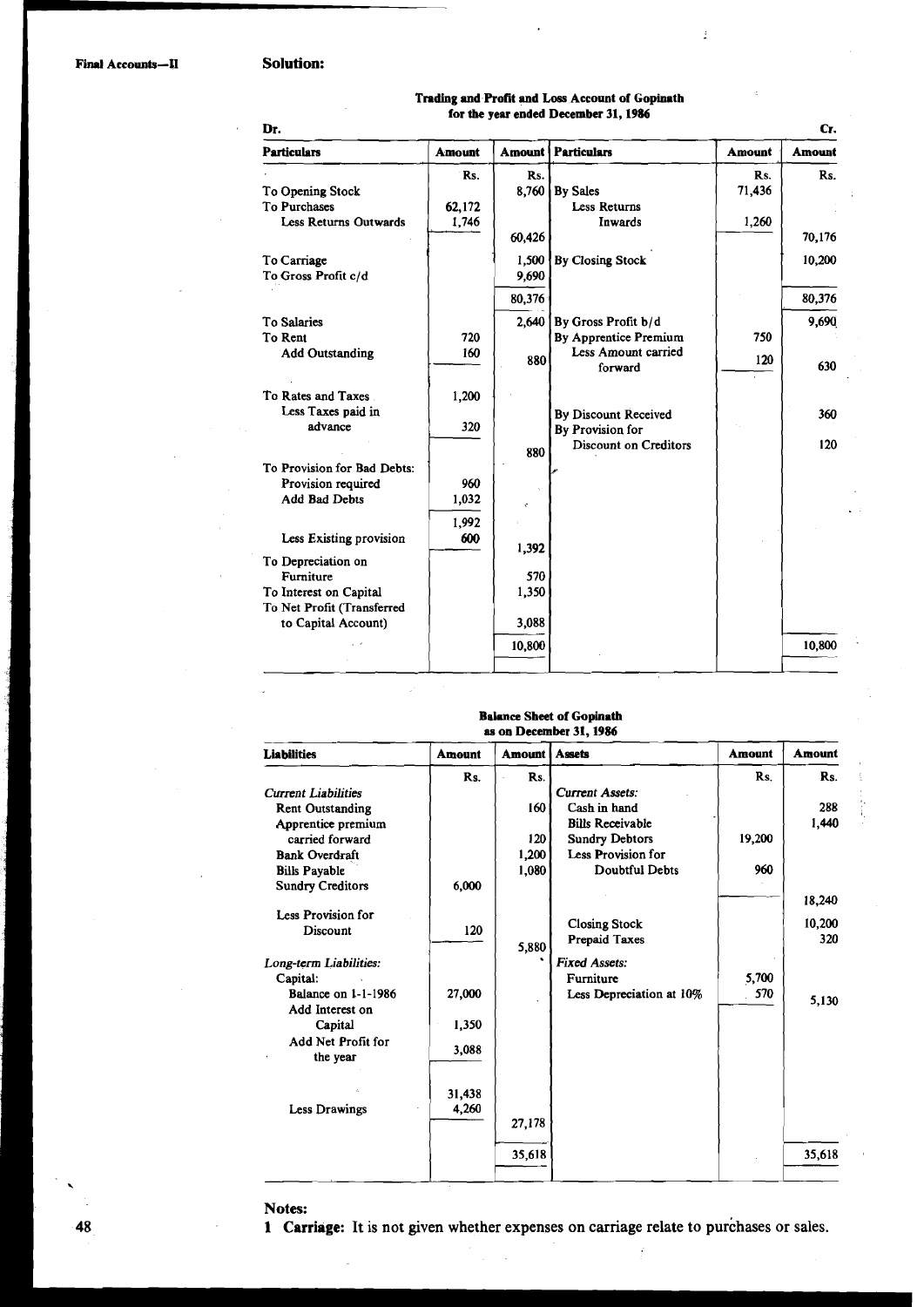## Solution:

**Trading and Profit and Loss Account of Gopinath for the year ended December 31, 1986**

| Dr. | | | | | Cr. |
|---|---|---|---|---|---|
| **Particulars** | **Amount** | **Amount** | **Particulars** | **Amount** | **Amount** |
| | Rs. | Rs. | | Rs. | Rs. |
| To Opening Stock | | 8,760 | By Sales | 71,436 | |
| To Purchases | 62,172 | | Less Returns Inwards | 1,260 | |
| Less Returns Outwards | 1,746 | 60,426 | | | 70,176 |
| To Carriage | | 1,500 | By Closing Stock | | 10,200 |
| To Gross Profit c/d | | 9,690 | | | |
| | | 80,376 | | | 80,376 |
| To Salaries | | 2,640 | By Gross Profit b/d | | 9,690 |
| To Rent | 720 | | By Apprentice Premium | 750 | |
| Add Outstanding | 160 | 880 | Less Amount carried forward | 120 | 630 |
| To Rates and Taxes | 1,200 | | By Discount Received | | 360 |
| Less Taxes paid in advance | 320 | 880 | By Provision for Discount on Creditors | | 120 |
| To Provision for Bad Debts: | | | | | |
| Provision required | 960 | | | | |
| Add Bad Debts | 1,032 | | | | |
| | 1,992 | | | | |
| Less Existing provision | 600 | 1,392 | | | |
| To Depreciation on Furniture | | 570 | | | |
| To Interest on Capital | | 1,350 | | | |
| To Net Profit (Transferred to Capital Account) | | 3,088 | | | |
| | | 10,800 | | | 10,800 |

**Balance Sheet of Gopinath as on December 31, 1986**

| **Liabilities** | **Amount** | **Amount** | **Assets** | **Amount** | **Amount** |
|---|---|---|---|---|---|
| | Rs. | Rs. | | Rs. | Rs. |
| *Current Liabilities* | | | *Current Assets:* | | |
| Rent Outstanding | | 160 | Cash in hand | | 288 |
| Apprentice premium carried forward | | 120 | Bills Receivable | | 1,440 |
| Bank Overdraft | | 1,200 | Sundry Debtors | 19,200 | |
| Bills Payable | | 1,080 | Less Provision for Doubtful Debts | 960 | |
| Sundry Creditors | 6,000 | | | | 18,240 |
| Less Provision for Discount | 120 | 5,880 | Closing Stock | | 10,200 |
| | | | Prepaid Taxes | | 320 |
| *Long-term Liabilities:* | | | *Fixed Assets:* | | |
| Capital: | | | Furniture | 5,700 | |
| Balance on 1-1-1986 | 27,000 | | Less Depreciation at 10% | 570 | 5,130 |
| Add Interest on Capital | 1,350 | | | | |
| Add Net Profit for the year | 3,088 | | | | |
| | 31,438 | | | | |
| Less Drawings | 4,260 | 27,178 | | | |
| | | 35,618 | | | 35,618 |

**Notes:**

**1 Carriage:** It is not given whether expenses on carriage relate to purchases or sales.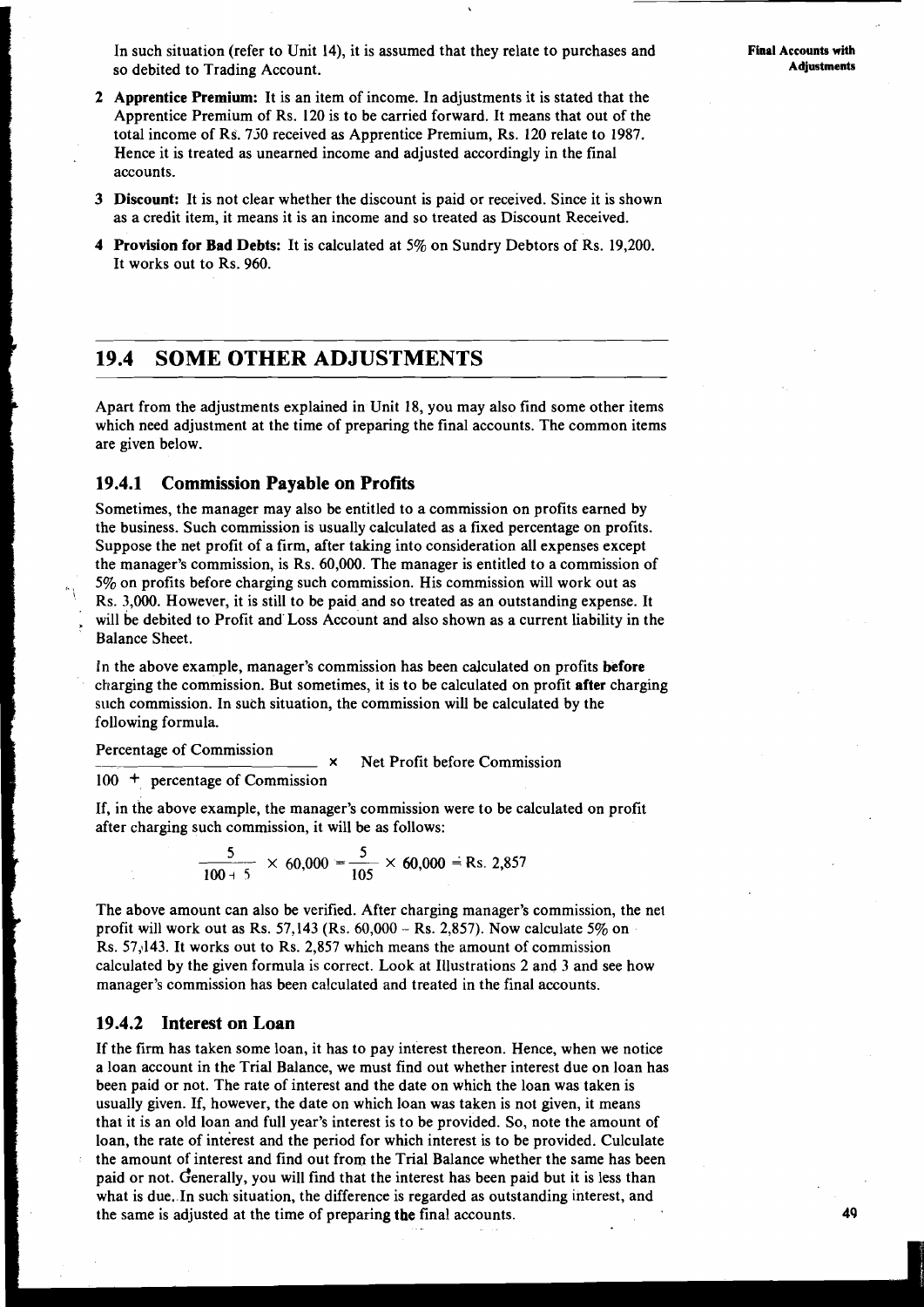In such situation (refer to Unit 14), it is assumed that they relate to purchases and so debited to Trading Account.

2 **Apprentice Premium:** It is an item of income. In adjustments it is stated that the Apprentice Premium of Rs. 120 is to be carried forward. It means that out of the total income of Rs. 750 received as Apprentice Premium, Rs. 120 relate to 1987. Hence it is treated as unearned income and adjusted accordingly in the final accounts.

3 **Discount:** It is not clear whether the discount is paid or received. Since it is shown as a credit item, it means it is an income and so treated as Discount Received.

4 **Provision for Bad Debts:** It is calculated at 5% on Sundry Debtors of Rs. 19,200. It works out to Rs. 960.

## 19.4 SOME OTHER ADJUSTMENTS

Apart from the adjustments explained in Unit 18, you may also find some other items which need adjustment at the time of preparing the final accounts. The common items are given below.

### 19.4.1 Commission Payable on Profits

Sometimes, the manager may also be entitled to a commission on profits earned by the business. Such commission is usually calculated as a fixed percentage on profits. Suppose the net profit of a firm, after taking into consideration all expenses except the manager's commission, is Rs. 60,000. The manager is entitled to a commission of 5% on profits before charging such commission. His commission will work out as Rs. 3,000. However, it is still to be paid and so treated as an outstanding expense. It will be debited to Profit and Loss Account and also shown as a current liability in the Balance Sheet.

In the above example, manager's commission has been calculated on profits **before** charging the commission. But sometimes, it is to be calculated on profit **after** charging such commission. In such situation, the commission will be calculated by the following formula.

$$\frac{\text{Percentage of Commission}}{100 + \text{percentage of Commission}} \times \text{Net Profit before Commission}$$

If, in the above example, the manager's commission were to be calculated on profit after charging such commission, it will be as follows:

$$\frac{5}{100+5} \times 60{,}000 = \frac{5}{105} \times 60{,}000 = \text{Rs. } 2{,}857$$

The above amount can also be verified. After charging manager's commission, the net profit will work out as Rs. 57,143 (Rs. 60,000 – Rs. 2,857). Now calculate 5% on Rs. 57,143. It works out to Rs. 2,857 which means the amount of commission calculated by the given formula is correct. Look at Illustrations 2 and 3 and see how manager's commission has been calculated and treated in the final accounts.

### 19.4.2 Interest on Loan

If the firm has taken some loan, it has to pay interest thereon. Hence, when we notice a loan account in the Trial Balance, we must find out whether interest due on loan has been paid or not. The rate of interest and the date on which the loan was taken is usually given. If, however, the date on which loan was taken is not given, it means that it is an old loan and full year's interest is to be provided. So, note the amount of loan, the rate of interest and the period for which interest is to be provided. Culculate the amount of interest and find out from the Trial Balance whether the same has been paid or not. Generally, you will find that the interest has been paid but it is less than what is due. In such situation, the difference is regarded as outstanding interest, and the same is adjusted at the time of preparing the final accounts.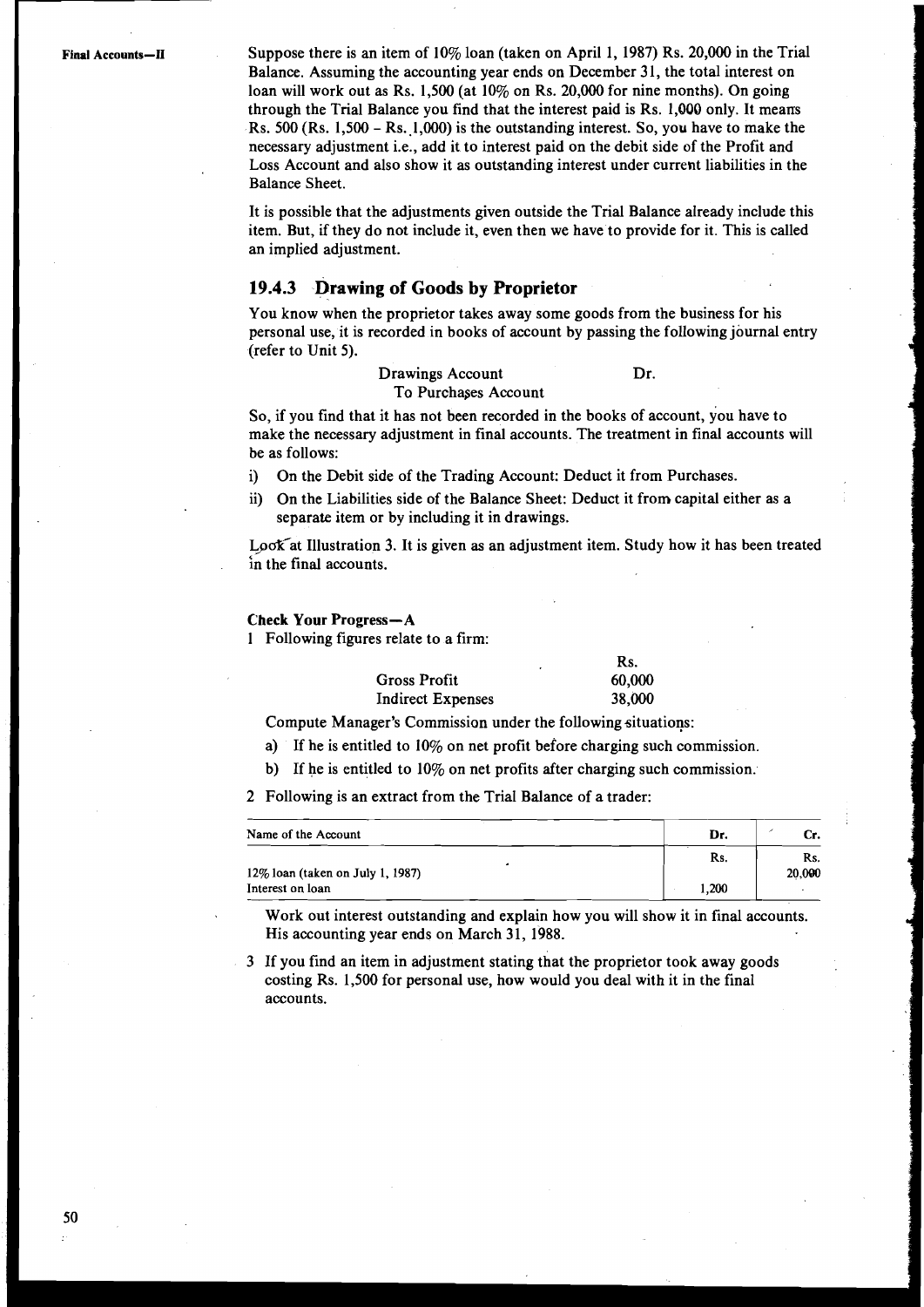Suppose there is an item of 10% loan (taken on April 1, 1987) Rs. 20,000 in the Trial Balance. Assuming the accounting year ends on December 31, the total interest on loan will work out as Rs. 1,500 (at 10% on Rs. 20,000 for nine months). On going through the Trial Balance you find that the interest paid is Rs. 1,000 only. It means Rs. 500 (Rs. 1,500 – Rs. 1,000) is the outstanding interest. So, you have to make the necessary adjustment i.e., add it to interest paid on the debit side of the Profit and Loss Account and also show it as outstanding interest under current liabilities in the Balance Sheet.

It is possible that the adjustments given outside the Trial Balance already include this item. But, if they do not include it, even then we have to provide for it. This is called an implied adjustment.

### 19.4.3 Drawing of Goods by Proprietor

You know when the proprietor takes away some goods from the business for his personal use, it is recorded in books of account by passing the following journal entry (refer to Unit 5).

Drawings Account          Dr.
  To Purchases Account

So, if you find that it has not been recorded in the books of account, you have to make the necessary adjustment in final accounts. The treatment in final accounts will be as follows:

i) On the Debit side of the Trading Account: Deduct it from Purchases.
ii) On the Liabilities side of the Balance Sheet: Deduct it from capital either as a separate item or by including it in drawings.

Look at Illustration 3. It is given as an adjustment item. Study how it has been treated in the final accounts.

**Check Your Progress—A**

1 Following figures relate to a firm:

| | Rs. |
|---|---|
| Gross Profit | 60,000 |
| Indirect Expenses | 38,000 |

Compute Manager's Commission under the following situations:

a) If he is entitled to 10% on net profit before charging such commission.
b) If he is entitled to 10% on net profits after charging such commission.

2 Following is an extract from the Trial Balance of a trader:

| Name of the Account | Dr. | Cr. |
|---|---|---|
| | Rs. | Rs. |
| 12% loan (taken on July 1, 1987) | | 20,000 |
| Interest on loan | 1,200 | |

Work out interest outstanding and explain how you will show it in final accounts. His accounting year ends on March 31, 1988.

3 If you find an item in adjustment stating that the proprietor took away goods costing Rs. 1,500 for personal use, how would you deal with it in the final accounts.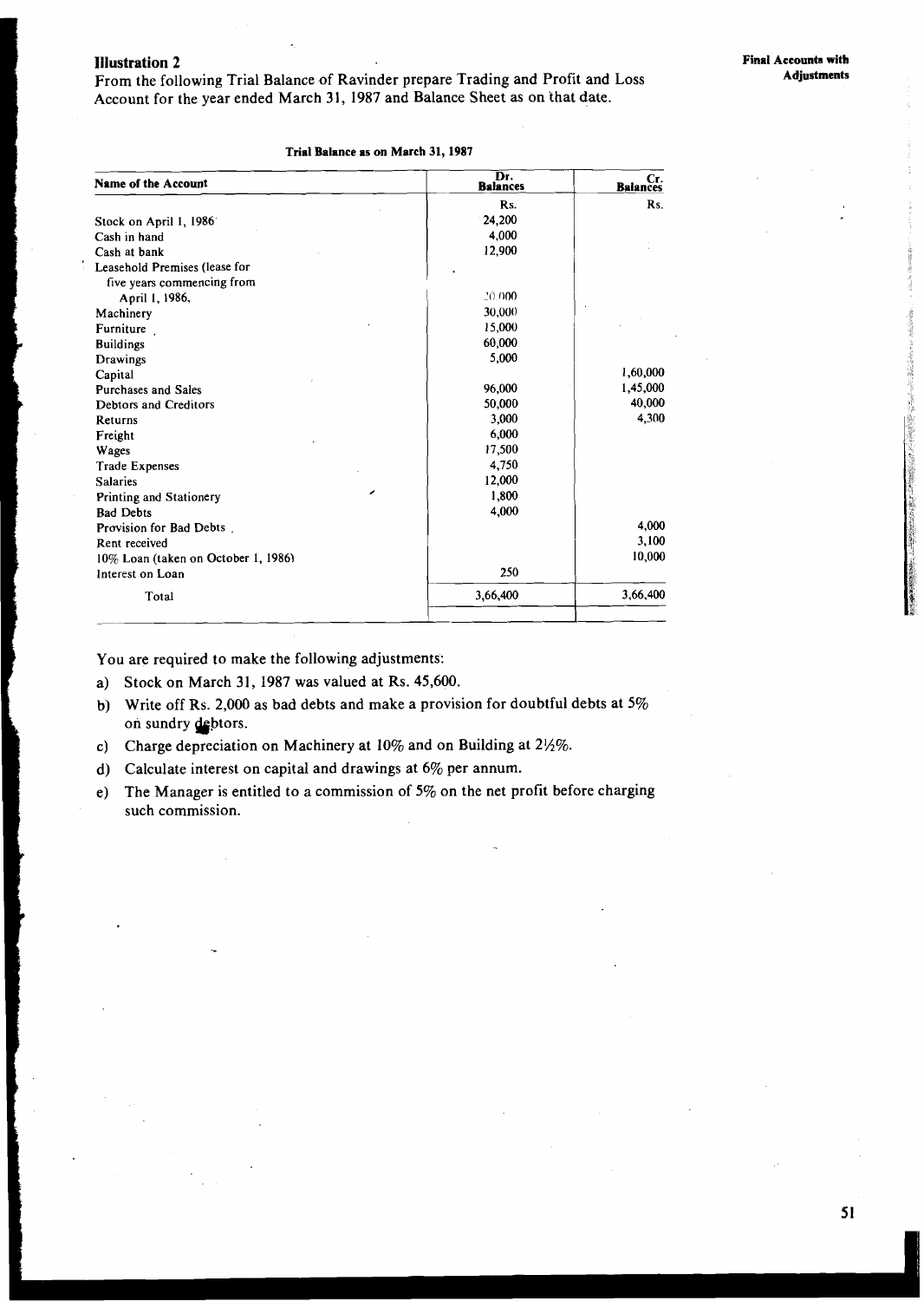### Illustration 2

From the following Trial Balance of Ravinder prepare Trading and Profit and Loss Account for the year ended March 31, 1987 and Balance Sheet as on that date.

**Trial Balance as on March 31, 1987**

| Name of the Account | Dr. Balances | Cr. Balances |
|---|---|---|
| | Rs. | Rs. |
| Stock on April 1, 1986 | 24,200 | |
| Cash in hand | 4,000 | |
| Cash at bank | 12,900 | |
| Leasehold Premises (lease for five years commencing from April 1, 1986, | 20,000 | |
| Machinery | 30,000 | |
| Furniture | 15,000 | |
| Buildings | 60,000 | |
| Drawings | 5,000 | |
| Capital | | 1,60,000 |
| Purchases and Sales | 96,000 | 1,45,000 |
| Debtors and Creditors | 50,000 | 40,000 |
| Returns | 3,000 | 4,300 |
| Freight | 6,000 | |
| Wages | 17,500 | |
| Trade Expenses | 4,750 | |
| Salaries | 12,000 | |
| Printing and Stationery | 1,800 | |
| Bad Debts | 4,000 | |
| Provision for Bad Debts | | 4,000 |
| Rent received | | 3,100 |
| 10% Loan (taken on October 1, 1986) | | 10,000 |
| Interest on Loan | 250 | |
| Total | 3,66,400 | 3,66,400 |

You are required to make the following adjustments:

a) Stock on March 31, 1987 was valued at Rs. 45,600.

b) Write off Rs. 2,000 as bad debts and make a provision for doubtful debts at 5% on sundry debtors.

c) Charge depreciation on Machinery at 10% and on Building at 2½%.

d) Calculate interest on capital and drawings at 6% per annum.

e) The Manager is entitled to a commission of 5% on the net profit before charging such commission.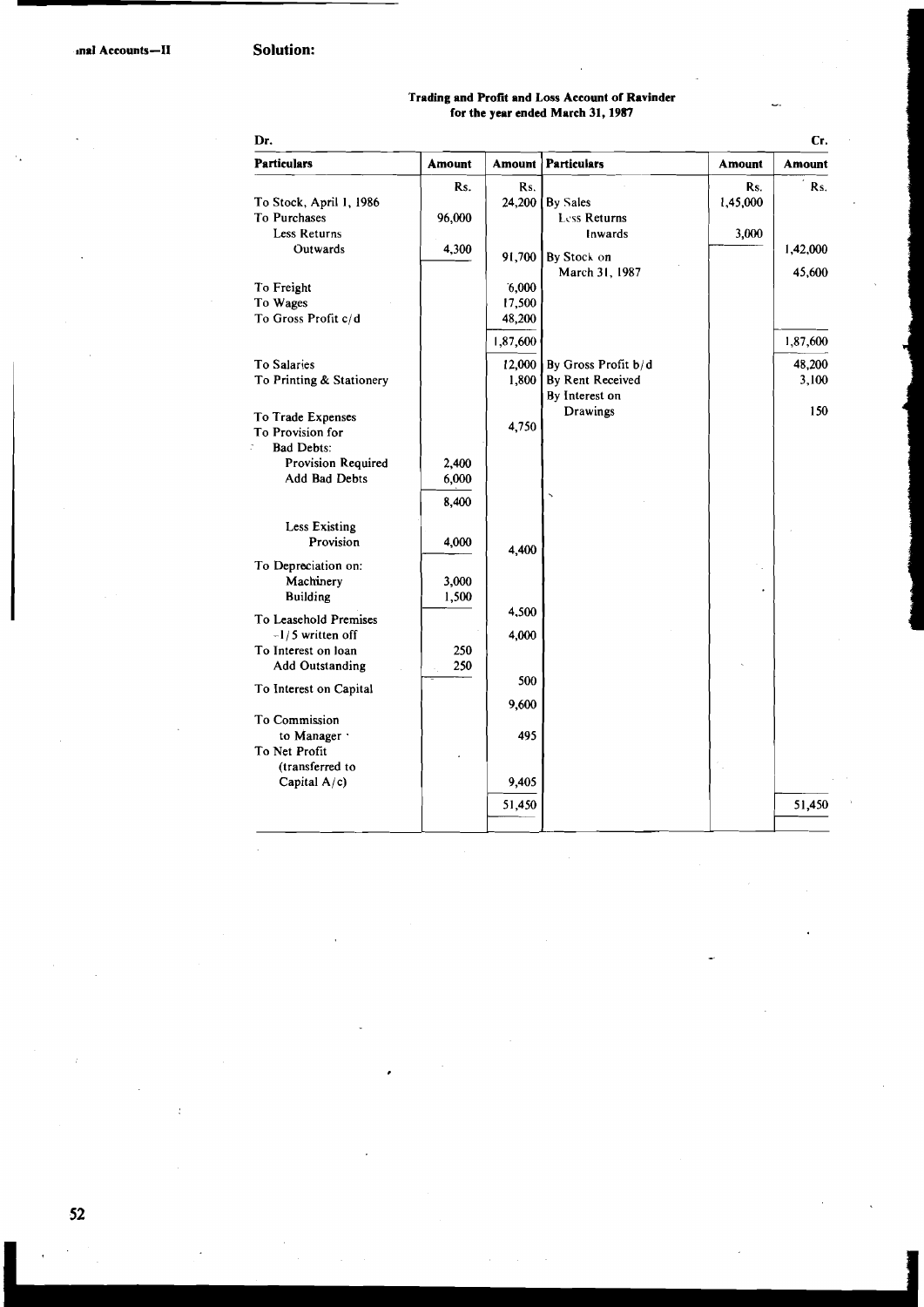**Solution:**

**Trading and Profit and Loss Account of Ravinder for the year ended March 31, 1987**

| Dr. | | | | | Cr. |
|---|---|---|---|---|---|
| **Particulars** | **Amount** | **Amount** | **Particulars** | **Amount** | **Amount** |
| | Rs. | Rs. | | Rs. | Rs. |
| To Stock, April 1, 1986 | | 24,200 | By Sales | 1,45,000 | |
| To Purchases | 96,000 | | Less Returns Inwards | 3,000 | 1,42,000 |
| Less Returns Outwards | 4,300 | 91,700 | By Stock on March 31, 1987 | | 45,600 |
| To Freight | | 6,000 | | | |
| To Wages | | 17,500 | | | |
| To Gross Profit c/d | | 48,200 | | | |
| | | 1,87,600 | | | 1,87,600 |
| To Salaries | | 12,000 | By Gross Profit b/d | | 48,200 |
| To Printing & Stationery | | 1,800 | By Rent Received | | 3,100 |
| To Trade Expenses | | 4,750 | By Interest on Drawings | | 150 |
| To Provision for Bad Debts: | | | | | |
| Provision Required | 2,400 | | | | |
| Add Bad Debts | 6,000 | | | | |
| | 8,400 | | | | |
| Less Existing Provision | 4,000 | 4,400 | | | |
| To Depreciation on: | | | | | |
| Machinery | 3,000 | | | | |
| Building | 1,500 | 4,500 | | | |
| To Leasehold Premises –1/5 written off | | 4,000 | | | |
| To Interest on loan | 250 | | | | |
| Add Outstanding | 250 | 500 | | | |
| To Interest on Capital | | 9,600 | | | |
| To Commission to Manager | | 495 | | | |
| To Net Profit (transferred to Capital A/c) | | 9,405 | | | |
| | | 51,450 | | | 51,450 |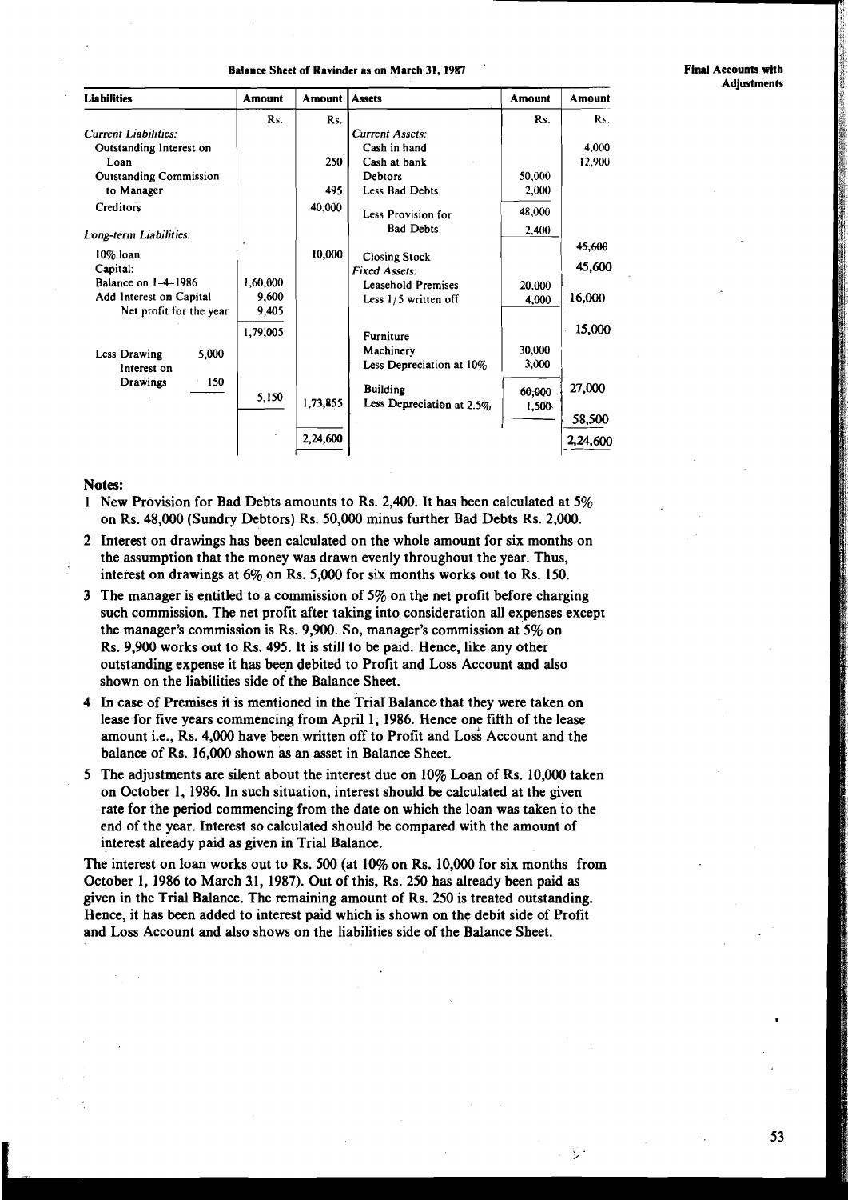**Balance Sheet of Ravinder as on March 31, 1987**

| Liabilities | Amount | Amount | Assets | Amount | Amount |
|---|---|---|---|---|---|
| | Rs. | Rs. | | Rs. | Rs. |
| *Current Liabilities:* | | | *Current Assets:* | | |
| Outstanding Interest on Loan | | 250 | Cash in hand | | 4,000 |
| Outstanding Commission to Manager | | 495 | Cash at bank | | 12,900 |
| Creditors | | 40,000 | Debtors | 50,000 | |
| | | | Less Bad Debts | 2,000 | |
| *Long-term Liabilities:* | | | | 48,000 | |
| 10% loan | | 10,000 | Less Provision for Bad Debts | 2,400 | |
| Capital: | | | | | 45,600 |
| Balance on 1-4-1986 | 1,60,000 | | Closing Stock | | 45,600 |
| Add Interest on Capital | 9,600 | | *Fixed Assets:* | | |
| Net profit for the year | 9,405 | | Leasehold Premises | 20,000 | |
| | 1,79,005 | | Less 1/5 written off | 4,000 | 16,000 |
| Less Drawing 5,000 | | | Furniture | | 15,000 |
| Interest on Drawings 150 | 5,150 | 1,73,855 | Machinery | 30,000 | |
| | | | Less Depreciation at 10% | 3,000 | 27,000 |
| | | | Building | 60,000 | |
| | | | Less Depreciation at 2.5% | 1,500 | 58,500 |
| | | 2,24,600 | | | 2,24,600 |

**Notes:**

1. New Provision for Bad Debts amounts to Rs. 2,400. It has been calculated at 5% on Rs. 48,000 (Sundry Debtors) Rs. 50,000 minus further Bad Debts Rs. 2,000.
2. Interest on drawings has been calculated on the whole amount for six months on the assumption that the money was drawn evenly throughout the year. Thus, interest on drawings at 6% on Rs. 5,000 for six months works out to Rs. 150.
3. The manager is entitled to a commission of 5% on the net profit before charging such commission. The net profit after taking into consideration all expenses except the manager's commission is Rs. 9,900. So, manager's commission at 5% on Rs. 9,900 works out to Rs. 495. It is still to be paid. Hence, like any other outstanding expense it has been debited to Profit and Loss Account and also shown on the liabilities side of the Balance Sheet.
4. In case of Premises it is mentioned in the Trial Balance that they were taken on lease for five years commencing from April 1, 1986. Hence one fifth of the lease amount i.e., Rs. 4,000 have been written off to Profit and Loss Account and the balance of Rs. 16,000 shown as an asset in Balance Sheet.
5. The adjustments are silent about the interest due on 10% Loan of Rs. 10,000 taken on October 1, 1986. In such situation, interest should be calculated at the given rate for the period commencing from the date on which the loan was taken to the end of the year. Interest so calculated should be compared with the amount of interest already paid as given in Trial Balance.

The interest on loan works out to Rs. 500 (at 10% on Rs. 10,000 for six months from October 1, 1986 to March 31, 1987). Out of this, Rs. 250 has already been paid as given in the Trial Balance. The remaining amount of Rs. 250 is treated outstanding. Hence, it has been added to interest paid which is shown on the debit side of Profit and Loss Account and also shows on the liabilities side of the Balance Sheet.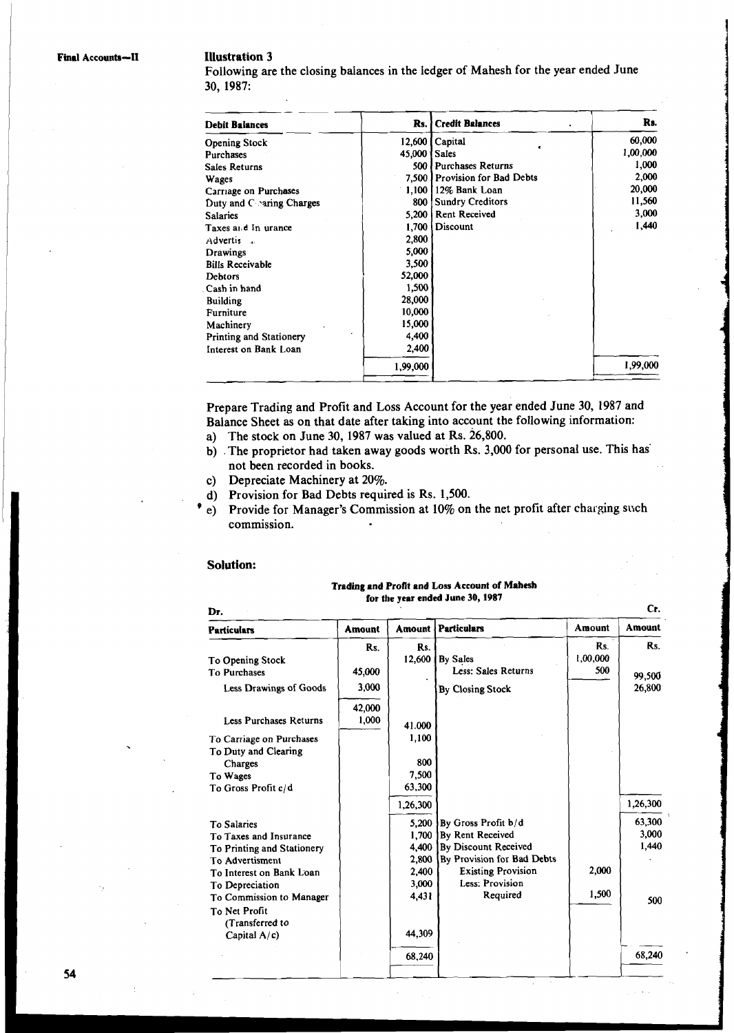## Illustration 3

Following are the closing balances in the ledger of Mahesh for the year ended June 30, 1987:

| Debit Balances | Rs. | Credit Balances | Rs. |
|---|---|---|---|
| Opening Stock | 12,600 | Capital | 60,000 |
| Purchases | 45,000 | Sales | 1,00,000 |
| Sales Returns | 500 | Purchases Returns | 1,000 |
| Wages | 7,500 | Provision for Bad Debts | 2,000 |
| Carriage on Purchases | 1,100 | 12% Bank Loan | 20,000 |
| Duty and Clearing Charges | 800 | Sundry Creditors | 11,560 |
| Salaries | 5,200 | Rent Received | 3,000 |
| Taxes and Insurance | 1,700 | Discount | 1,440 |
| Advertisement | 2,800 | | |
| Drawings | 5,000 | | |
| Bills Receivable | 3,500 | | |
| Debtors | 52,000 | | |
| Cash in hand | 1,500 | | |
| Building | 28,000 | | |
| Furniture | 10,000 | | |
| Machinery | 15,000 | | |
| Printing and Stationery | 4,400 | | |
| Interest on Bank Loan | 2,400 | | |
| | 1,99,000 | | 1,99,000 |

Prepare Trading and Profit and Loss Account for the year ended June 30, 1987 and Balance Sheet as on that date after taking into account the following information:

a) The stock on June 30, 1987 was valued at Rs. 26,800.
b) The proprietor had taken away goods worth Rs. 3,000 for personal use. This has not been recorded in books.
c) Depreciate Machinery at 20%.
d) Provision for Bad Debts required is Rs. 1,500.
e) Provide for Manager's Commission at 10% on the net profit after charging such commission.

### Solution:

**Trading and Profit and Loss Account of Mahesh for the year ended June 30, 1987**

| Dr. Particulars | Amount | Amount | Cr. Particulars | Amount | Amount |
|---|---|---|---|---|---|
| | Rs. | Rs. | | Rs. | Rs. |
| To Opening Stock | | 12,600 | By Sales | 1,00,000 | |
| To Purchases | 45,000 | | Less: Sales Returns | 500 | 99,500 |
| Less Drawings of Goods | 3,000 | | By Closing Stock | | 26,800 |
| | 42,000 | | | | |
| Less Purchases Returns | 1,000 | 41,000 | | | |
| To Carriage on Purchases | | 1,100 | | | |
| To Duty and Clearing Charges | | 800 | | | |
| To Wages | | 7,500 | | | |
| To Gross Profit c/d | | 63,300 | | | |
| | | 1,26,300 | | | 1,26,300 |
| To Salaries | | 5,200 | By Gross Profit b/d | | 63,300 |
| To Taxes and Insurance | | 1,700 | By Rent Received | | 3,000 |
| To Printing and Stationery | | 4,400 | By Discount Received | | 1,440 |
| To Advertisment | | 2,800 | By Provision for Bad Debts | | |
| To Interest on Bank Loan | | 2,400 | Existing Provision | 2,000 | |
| To Depreciation | | 3,000 | Less: Provision | | |
| To Commission to Manager | | 4,431 | Required | 1,500 | 500 |
| To Net Profit (Transferred to Capital A/c) | | 44,309 | | | |
| | | 68,240 | | | 68,240 |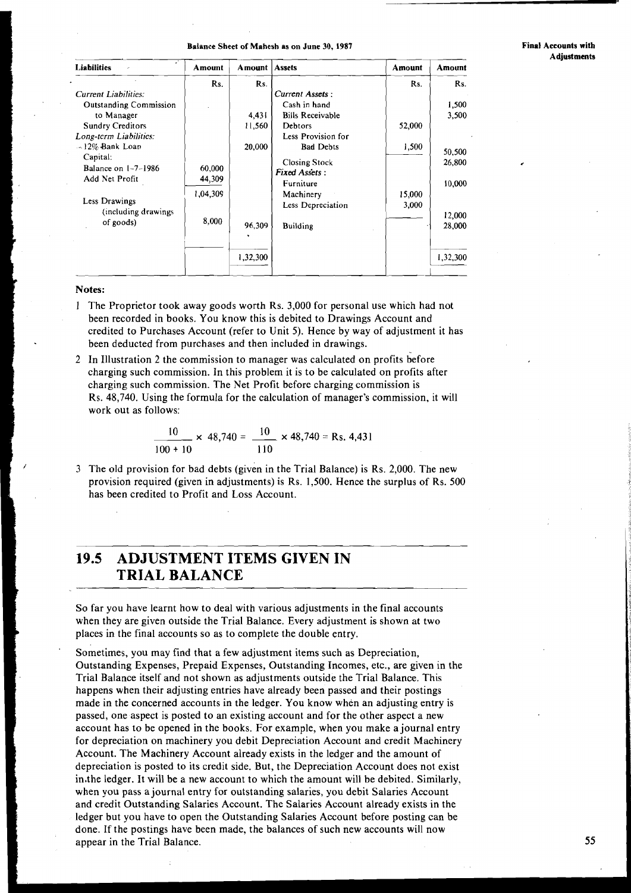**Balance Sheet of Mahesh as on June 30, 1987**

| Liabilities | Amount | Amount | Assets | Amount | Amount |
|---|---|---|---|---|---|
| | Rs. | Rs. | | Rs. | Rs. |
| *Current Liabilities:* | | | *Current Assets :* | | |
| Outstanding Commission to Manager | | 4,431 | Cash in hand | | 1,500 |
| Sundry Creditors | | 11,560 | Bills Receivable | | 3,500 |
| *Long-term Liabilities:* | | | Debtors | 52,000 | |
| 12% Bank Loan | | 20,000 | Less Provision for Bad Debts | 1,500 | 50,500 |
| Capital: | | | Closing Stock | | 26,800 |
| Balance on 1-7-1986 | 60,000 | | *Fixed Assets :* | | |
| Add Net Profit | 44,309 | | Furniture | | 10,000 |
| | 1,04,309 | | Machinery | 15,000 | |
| Less Drawings (including drawings of goods) | 8,000 | 96,309 | Less Depreciation | 3,000 | 12,000 |
| | | | Building | | 28,000 |
| | | 1,32,300 | | | 1,32,300 |

**Notes:**

1 The Proprietor took away goods worth Rs. 3,000 for personal use which had not been recorded in books. You know this is debited to Drawings Account and credited to Purchases Account (refer to Unit 5). Hence by way of adjustment it has been deducted from purchases and then included in drawings.

2 In Illustration 2 the commission to manager was calculated on profits before charging such commission. In this problem it is to be calculated on profits after charging such commission. The Net Profit before charging commission is Rs. 48,740. Using the formula for the calculation of manager's commission, it will work out as follows:

$$\frac{10}{100 + 10} \times 48,740 = \frac{10}{110} \times 48,740 = \text{Rs. } 4,431$$

3 The old provision for bad debts (given in the Trial Balance) is Rs. 2,000. The new provision required (given in adjustments) is Rs. 1,500. Hence the surplus of Rs. 500 has been credited to Profit and Loss Account.

## 19.5 ADJUSTMENT ITEMS GIVEN IN TRIAL BALANCE

So far you have learnt how to deal with various adjustments in the final accounts when they are given outside the Trial Balance. Every adjustment is shown at two places in the final accounts so as to complete the double entry.

Sometimes, you may find that a few adjustment items such as Depreciation, Outstanding Expenses, Prepaid Expenses, Outstanding Incomes, etc., are given in the Trial Balance itself and not shown as adjustments outside the Trial Balance. This happens when their adjusting entries have already been passed and their postings made in the concerned accounts in the ledger. You know when an adjusting entry is passed, one aspect is posted to an existing account and for the other aspect a new account has to be opened in the books. For example, when you make a journal entry for depreciation on machinery you debit Depreciation Account and credit Machinery Account. The Machinery Account already exists in the ledger and the amount of depreciation is posted to its credit side. But, the Depreciation Account does not exist in the ledger. It will be a new account to which the amount will be debited. Similarly, when you pass a journal entry for outstanding salaries, you debit Salaries Account and credit Outstanding Salaries Account. The Salaries Account already exists in the ledger but you have to open the Outstanding Salaries Account before posting can be done. If the postings have been made, the balances of such new accounts will now appear in the Trial Balance.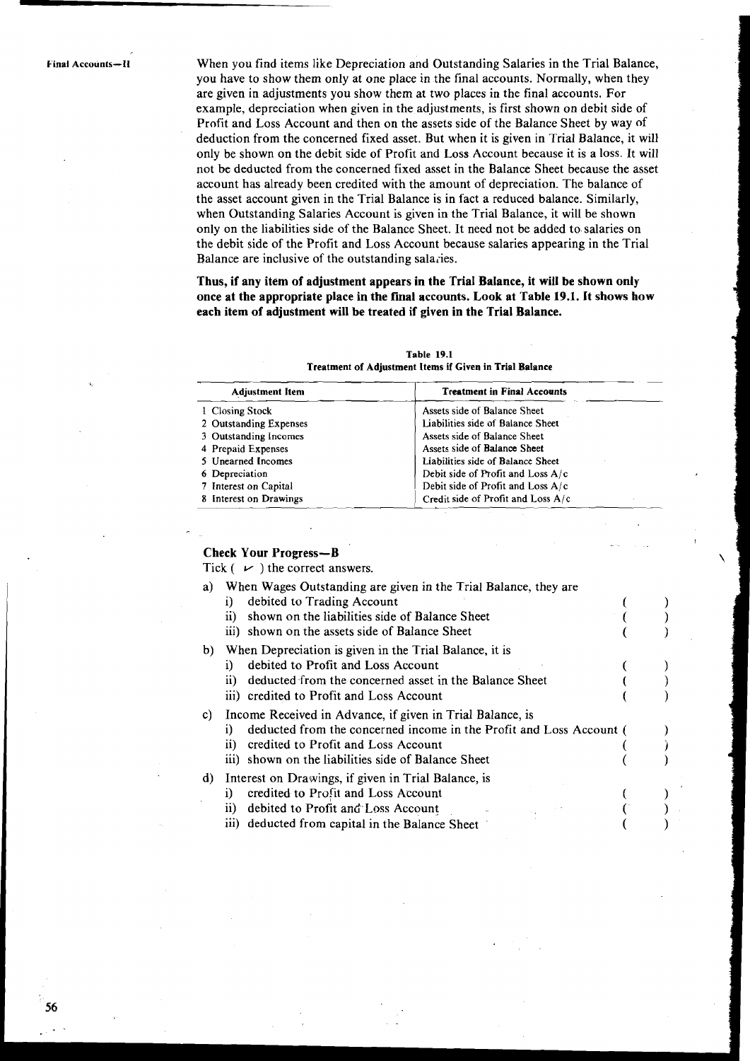When you find items like Depreciation and Outstanding Salaries in the Trial Balance, you have to show them only at one place in the final accounts. Normally, when they are given in adjustments you show them at two places in the final accounts. For example, depreciation when given in the adjustments, is first shown on debit side of Profit and Loss Account and then on the assets side of the Balance Sheet by way of deduction from the concerned fixed asset. But when it is given in Trial Balance, it will only be shown on the debit side of Profit and Loss Account because it is a loss. It will not be deducted from the concerned fixed asset in the Balance Sheet because the asset account has already been credited with the amount of depreciation. The balance of the asset account given in the Trial Balance is in fact a reduced balance. Similarly, when Outstanding Salaries Account is given in the Trial Balance, it will be shown only on the liabilities side of the Balance Sheet. It need not be added to salaries on the debit side of the Profit and Loss Account because salaries appearing in the Trial Balance are inclusive of the outstanding salaries.

**Thus, if any item of adjustment appears in the Trial Balance, it will be shown only once at the appropriate place in the final accounts. Look at Table 19.1. It shows how each item of adjustment will be treated if given in the Trial Balance.**

**Table 19.1**
**Treatment of Adjustment Items if Given in Trial Balance**

| Adjustment Item | Treatment in Final Accounts |
|---|---|
| 1 Closing Stock | Assets side of Balance Sheet |
| 2 Outstanding Expenses | Liabilities side of Balance Sheet |
| 3 Outstanding Incomes | Assets side of Balance Sheet |
| 4 Prepaid Expenses | Assets side of Balance Sheet |
| 5 Unearned Incomes | Liabilities side of Balance Sheet |
| 6 Depreciation | Debit side of Profit and Loss A/c |
| 7 Interest on Capital | Debit side of Profit and Loss A/c |
| 8 Interest on Drawings | Credit side of Profit and Loss A/c |

### Check Your Progress—B

Tick ( ✓ ) the correct answers.

a) When Wages Outstanding are given in the Trial Balance, they are
   i) debited to Trading Account ( )
   ii) shown on the liabilities side of Balance Sheet ( )
   iii) shown on the assets side of Balance Sheet ( )

b) When Depreciation is given in the Trial Balance, it is
   i) debited to Profit and Loss Account ( )
   ii) deducted from the concerned asset in the Balance Sheet ( )
   iii) credited to Profit and Loss Account ( )

c) Income Received in Advance, if given in Trial Balance, is
   i) deducted from the concerned income in the Profit and Loss Account ( )
   ii) credited to Profit and Loss Account ( )
   iii) shown on the liabilities side of Balance Sheet ( )

d) Interest on Drawings, if given in Trial Balance, is
   i) credited to Profit and Loss Account ( )
   ii) debited to Profit and Loss Account ( )
   iii) deducted from capital in the Balance Sheet ( )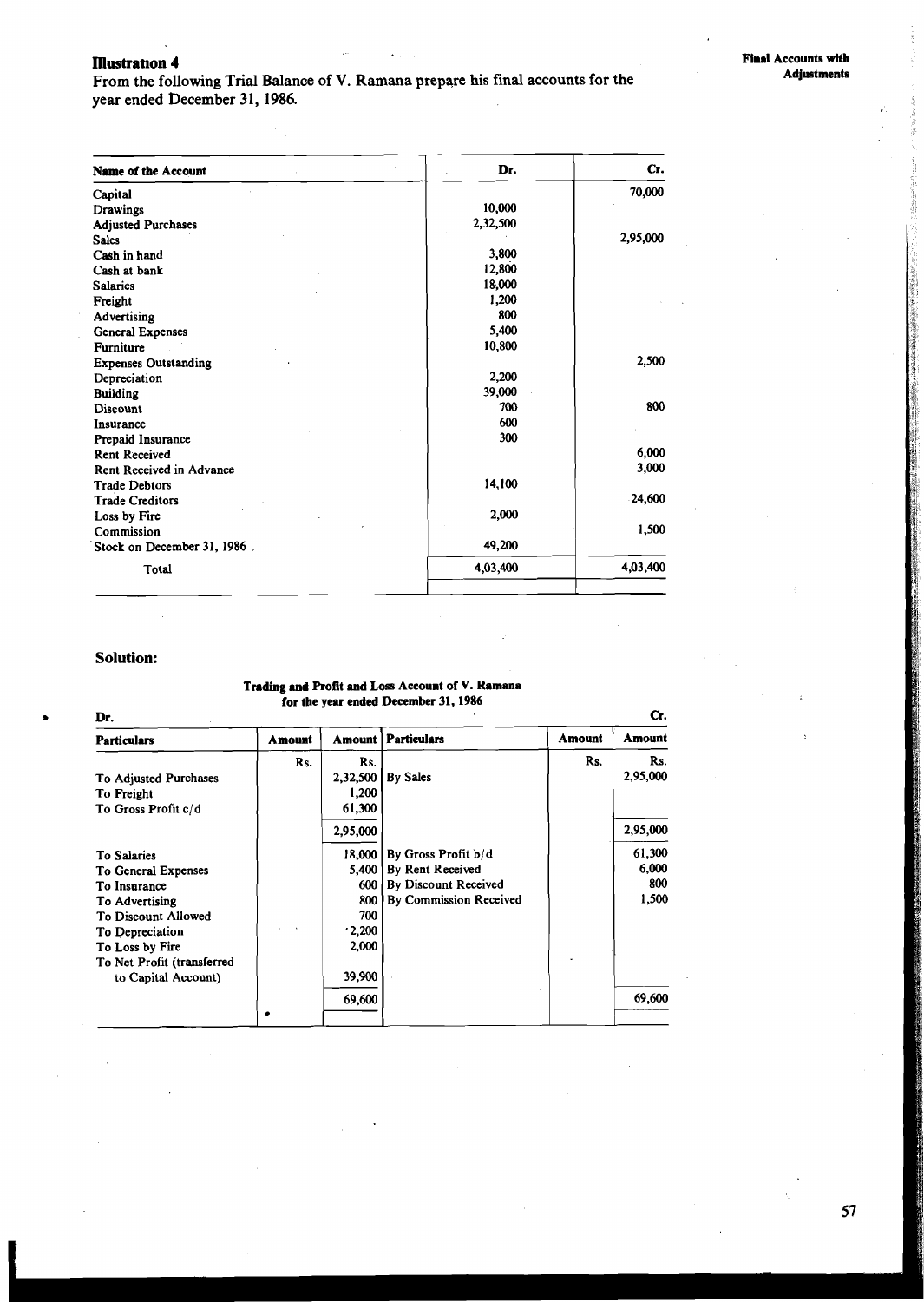### Illustration 4

From the following Trial Balance of V. Ramana prepare his final accounts for the year ended December 31, 1986.

| Name of the Account | Dr. | Cr. |
|---|---|---|
| Capital | | 70,000 |
| Drawings | 10,000 | |
| Adjusted Purchases | 2,32,500 | |
| Sales | | 2,95,000 |
| Cash in hand | 3,800 | |
| Cash at bank | 12,800 | |
| Salaries | 18,000 | |
| Freight | 1,200 | |
| Advertising | 800 | |
| General Expenses | 5,400 | |
| Furniture | 10,800 | |
| Expenses Outstanding | | 2,500 |
| Depreciation | 2,200 | |
| Building | 39,000 | |
| Discount | 700 | 800 |
| Insurance | 600 | |
| Prepaid Insurance | 300 | |
| Rent Received | | 6,000 |
| Rent Received in Advance | | 3,000 |
| Trade Debtors | 14,100 | |
| Trade Creditors | | 24,600 |
| Loss by Fire | 2,000 | |
| Commission | | 1,500 |
| Stock on December 31, 1986 | 49,200 | |
| Total | 4,03,400 | 4,03,400 |

## Solution:

**Trading and Profit and Loss Account of V. Ramana for the year ended December 31, 1986**

| Dr. Particulars | Amount | Amount | Particulars | Amount | Cr. Amount |
|---|---|---|---|---|---|
| | Rs. | Rs. | | Rs. | Rs. |
| To Adjusted Purchases | | 2,32,500 | By Sales | | 2,95,000 |
| To Freight | | 1,200 | | | |
| To Gross Profit c/d | | 61,300 | | | |
| | | 2,95,000 | | | 2,95,000 |
| To Salaries | | 18,000 | By Gross Profit b/d | | 61,300 |
| To General Expenses | | 5,400 | By Rent Received | | 6,000 |
| To Insurance | | 600 | By Discount Received | | 800 |
| To Advertising | | 800 | By Commission Received | | 1,500 |
| To Discount Allowed | | 700 | | | |
| To Depreciation | | 2,200 | | | |
| To Loss by Fire | | 2,000 | | | |
| To Net Profit (transferred to Capital Account) | | 39,900 | | | |
| | | 69,600 | | | 69,600 |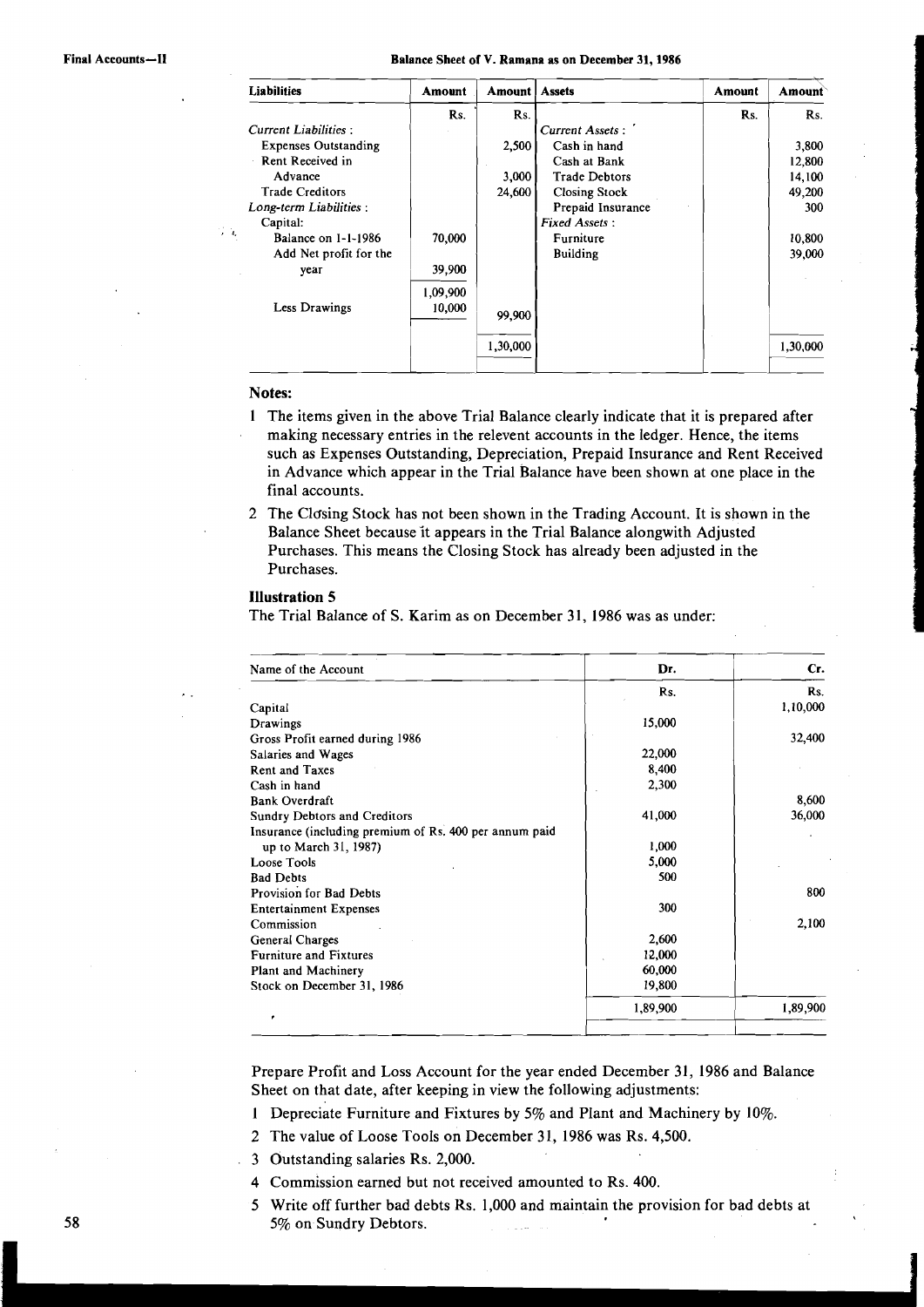**Balance Sheet of V. Ramana as on December 31, 1986**

| Liabilities | Amount | Amount | Assets | Amount | Amount |
|---|---|---|---|---|---|
| | Rs. | Rs. | | Rs. | Rs. |
| *Current Liabilities :* | | | *Current Assets :* | | |
| Expenses Outstanding | | 2,500 | Cash in hand | | 3,800 |
| Rent Received in Advance | | 3,000 | Cash at Bank | | 12,800 |
| Trade Creditors | | 24,600 | Trade Debtors | | 14,100 |
| *Long-term Liabilities :* | | | Closing Stock | | 49,200 |
| Capital: | | | Prepaid Insurance | | 300 |
| Balance on 1-1-1986 | 70,000 | | *Fixed Assets :* | | |
| Add Net profit for the year | 39,900 | | Furniture | | 10,800 |
| | 1,09,900 | | Building | | 39,000 |
| Less Drawings | 10,000 | 99,900 | | | |
| | | 1,30,000 | | | 1,30,000 |

### Notes:

1. The items given in the above Trial Balance clearly indicate that it is prepared after making necessary entries in the relevent accounts in the ledger. Hence, the items such as Expenses Outstanding, Depreciation, Prepaid Insurance and Rent Received in Advance which appear in the Trial Balance have been shown at one place in the final accounts.
2. The Closing Stock has not been shown in the Trading Account. It is shown in the Balance Sheet because it appears in the Trial Balance alongwith Adjusted Purchases. This means the Closing Stock has already been adjusted in the Purchases.

### Illustration 5

The Trial Balance of S. Karim as on December 31, 1986 was as under:

| Name of the Account | Dr. | Cr. |
|---|---|---|
| | Rs. | Rs. |
| Capital | | 1,10,000 |
| Drawings | 15,000 | |
| Gross Profit earned during 1986 | | 32,400 |
| Salaries and Wages | 22,000 | |
| Rent and Taxes | 8,400 | |
| Cash in hand | 2,300 | |
| Bank Overdraft | | 8,600 |
| Sundry Debtors and Creditors | 41,000 | 36,000 |
| Insurance (including premium of Rs. 400 per annum paid up to March 31, 1987) | 1,000 | |
| Loose Tools | 5,000 | |
| Bad Debts | 500 | |
| Provision for Bad Debts | | 800 |
| Entertainment Expenses | 300 | |
| Commission | | 2,100 |
| General Charges | 2,600 | |
| Furniture and Fixtures | 12,000 | |
| Plant and Machinery | 60,000 | |
| Stock on December 31, 1986 | 19,800 | |
| | 1,89,900 | 1,89,900 |

Prepare Profit and Loss Account for the year ended December 31, 1986 and Balance Sheet on that date, after keeping in view the following adjustments:

1. Depreciate Furniture and Fixtures by 5% and Plant and Machinery by 10%.
2. The value of Loose Tools on December 31, 1986 was Rs. 4,500.
3. Outstanding salaries Rs. 2,000.
4. Commission earned but not received amounted to Rs. 400.
5. Write off further bad debts Rs. 1,000 and maintain the provision for bad debts at 5% on Sundry Debtors.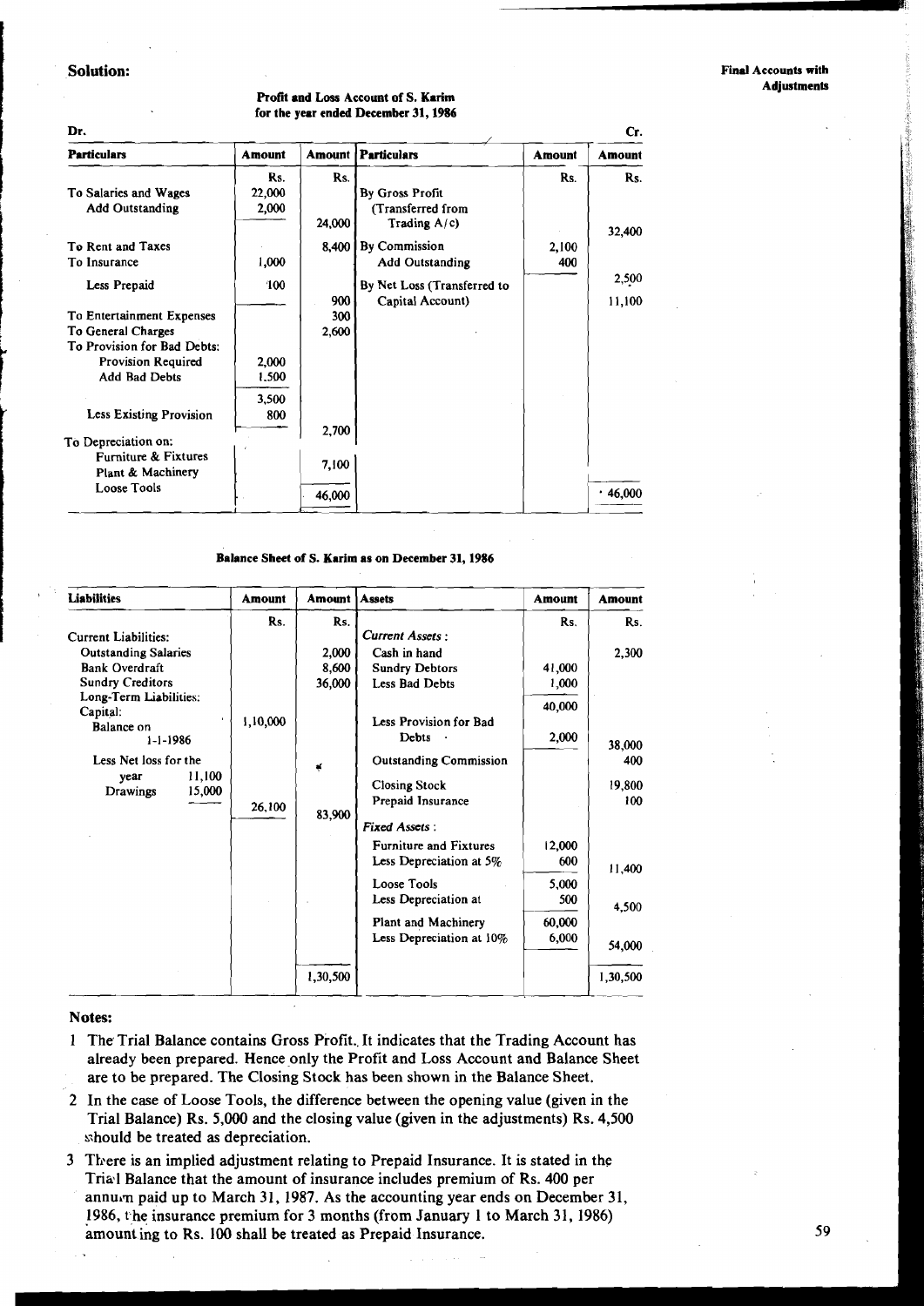## Solution:

**Profit and Loss Account of S. Karim for the year ended December 31, 1986**

| Dr. | | | | | Cr. |
|---|---|---|---|---|---|
| **Particulars** | **Amount** | **Amount** | **Particulars** | **Amount** | **Amount** |
| | Rs. | Rs. | | Rs. | Rs. |
| To Salaries and Wages | 22,000 | | By Gross Profit | | |
| Add Outstanding | 2,000 | | (Transferred from | | |
| | | 24,000 | Trading A/c) | | 32,400 |
| To Rent and Taxes | | 8,400 | By Commission | 2,100 | |
| To Insurance | 1,000 | | Add Outstanding | 400 | |
| Less Prepaid | 100 | | By Net Loss (Transferred to | | 2,500 |
| | | 900 | Capital Account) | | 11,100 |
| To Entertainment Expenses | | 300 | | | |
| To General Charges | | 2,600 | | | |
| To Provision for Bad Debts: | | | | | |
| Provision Required | 2,000 | | | | |
| Add Bad Debts | 1,500 | | | | |
| | 3,500 | | | | |
| Less Existing Provision | 800 | | | | |
| | | 2,700 | | | |
| To Depreciation on: | | | | | |
| Furniture & Fixtures | | 7,100 | | | |
| Plant & Machinery | | | | | |
| Loose Tools | | 46,000 | | | 46,000 |

**Balance Sheet of S. Karim as on December 31, 1986**

| **Liabilities** | **Amount** | **Amount** | **Assets** | **Amount** | **Amount** |
|---|---|---|---|---|---|
| | Rs. | Rs. | | Rs. | Rs. |
| Current Liabilities: | | | *Current Assets :* | | |
| Outstanding Salaries | | 2,000 | Cash in hand | | 2,300 |
| Bank Overdraft | | 8,600 | Sundry Debtors | 41,000 | |
| Sundry Creditors | | 36,000 | Less Bad Debts | 1,000 | |
| Long-Term Liabilities: | | | | 40,000 | |
| Capital: | | | | | |
| Balance on 1-1-1986 | 1,10,000 | | Less Provision for Bad Debts | 2,000 | 38,000 |
| Less Net loss for the year 11,100 | | | Outstanding Commission | | 400 |
| Drawings 15,000 | | | Closing Stock | | 19,800 |
| | 26,100 | 83,900 | Prepaid Insurance | | 100 |
| | | | *Fixed Assets :* | | |
| | | | Furniture and Fixtures | 12,000 | |
| | | | Less Depreciation at 5% | 600 | 11,400 |
| | | | Loose Tools | 5,000 | |
| | | | Less Depreciation at | 500 | 4,500 |
| | | | Plant and Machinery | 60,000 | |
| | | | Less Depreciation at 10% | 6,000 | 54,000 |
| | | 1,30,500 | | | 1,30,500 |

### Notes:

1. The Trial Balance contains Gross Profit. It indicates that the Trading Account has already been prepared. Hence only the Profit and Loss Account and Balance Sheet are to be prepared. The Closing Stock has been shown in the Balance Sheet.
2. In the case of Loose Tools, the difference between the opening value (given in the Trial Balance) Rs. 5,000 and the closing value (given in the adjustments) Rs. 4,500 should be treated as depreciation.
3. There is an implied adjustment relating to Prepaid Insurance. It is stated in the Trial Balance that the amount of insurance includes premium of Rs. 400 per annum paid up to March 31, 1987. As the accounting year ends on December 31, 1986, the insurance premium for 3 months (from January 1 to March 31, 1986) amounting to Rs. 100 shall be treated as Prepaid Insurance.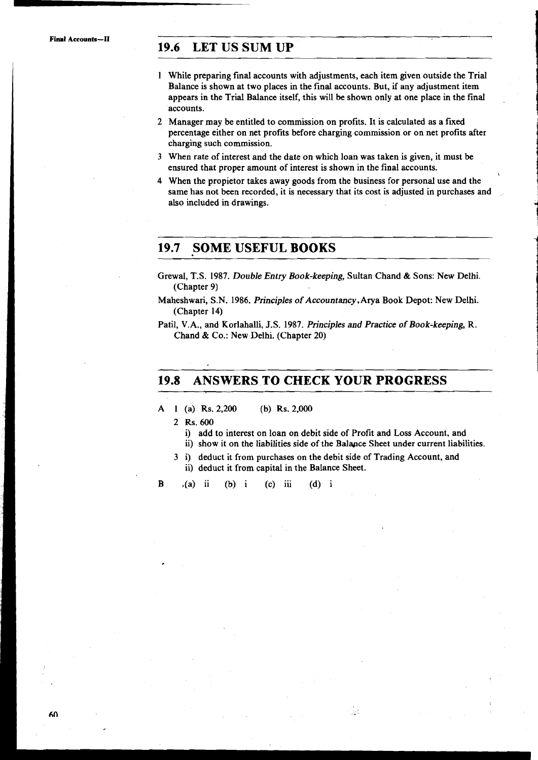## 19.6 LET US SUM UP

1 While preparing final accounts with adjustments, each item given outside the Trial Balance is shown at two places in the final accounts. But, if any adjustment item appears in the Trial Balance itself, this will be shown only at one place in the final accounts.

2 Manager may be entitled to commission on profits. It is calculated as a fixed percentage either on net profits before charging commission or on net profits after charging such commission.

3 When rate of interest and the date on which loan was taken is given, it must be ensured that proper amount of interest is shown in the final accounts.

4 When the propietor takes away goods from the business for personal use and the same has not been recorded, it is necessary that its cost is adjusted in purchases and also included in drawings.

## 19.7 SOME USEFUL BOOKS

Grewal, T.S. 1987. *Double Entry Book-keeping,* Sultan Chand & Sons: New Delhi. (Chapter 9)

Maheshwari, S.N. 1986. *Principles of Accountancy*, Arya Book Depot: New Delhi. (Chapter 14)

Patil, V.A., and Korlahalli, J.S. 1987. *Principles and Practice of Book-keeping,* R. Chand & Co.: New Delhi. (Chapter 20)

## 19.8 ANSWERS TO CHECK YOUR PROGRESS

A 1 (a) Rs. 2,200 (b) Rs. 2,000

2 Rs. 600

i) add to interest on loan on debit side of Profit and Loss Account, and

ii) show it on the liabilities side of the Balance Sheet under current liabilities.

3 i) deduct it from purchases on the debit side of Trading Account, and

ii) deduct it from capital in the Balance Sheet.

B (a) ii (b) i (c) iii (d) i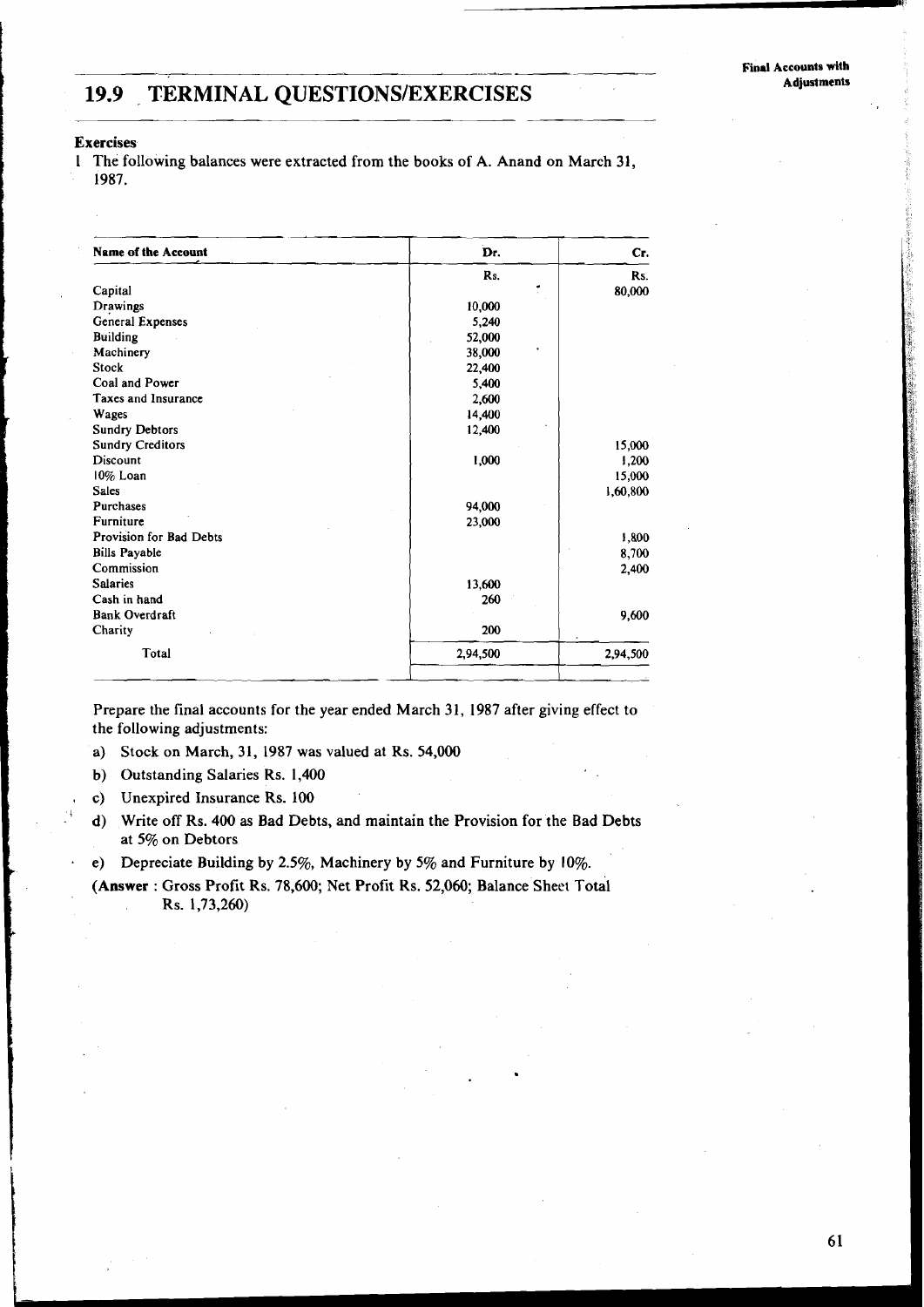## 19.9 TERMINAL QUESTIONS/EXERCISES

### Exercises

1 The following balances were extracted from the books of A. Anand on March 31, 1987.

| Name of the Account | Dr. | Cr. |
|---|---|---|
| | Rs. | Rs. |
| Capital | | 80,000 |
| Drawings | 10,000 | |
| General Expenses | 5,240 | |
| Building | 52,000 | |
| Machinery | 38,000 | |
| Stock | 22,400 | |
| Coal and Power | 5,400 | |
| Taxes and Insurance | 2,600 | |
| Wages | 14,400 | |
| Sundry Debtors | 12,400 | |
| Sundry Creditors | | 15,000 |
| Discount | 1,000 | 1,200 |
| 10% Loan | | 15,000 |
| Sales | | 1,60,800 |
| Purchases | 94,000 | |
| Furniture | 23,000 | |
| Provision for Bad Debts | | 1,800 |
| Bills Payable | | 8,700 |
| Commission | | 2,400 |
| Salaries | 13,600 | |
| Cash in hand | 260 | |
| Bank Overdraft | | 9,600 |
| Charity | 200 | |
| Total | 2,94,500 | 2,94,500 |

Prepare the final accounts for the year ended March 31, 1987 after giving effect to the following adjustments:

a) Stock on March, 31, 1987 was valued at Rs. 54,000

b) Outstanding Salaries Rs. 1,400

c) Unexpired Insurance Rs. 100

d) Write off Rs. 400 as Bad Debts, and maintain the Provision for the Bad Debts at 5% on Debtors

e) Depreciate Building by 2.5%, Machinery by 5% and Furniture by 10%.

(**Answer** : Gross Profit Rs. 78,600; Net Profit Rs. 52,060; Balance Sheet Total Rs. 1,73,260)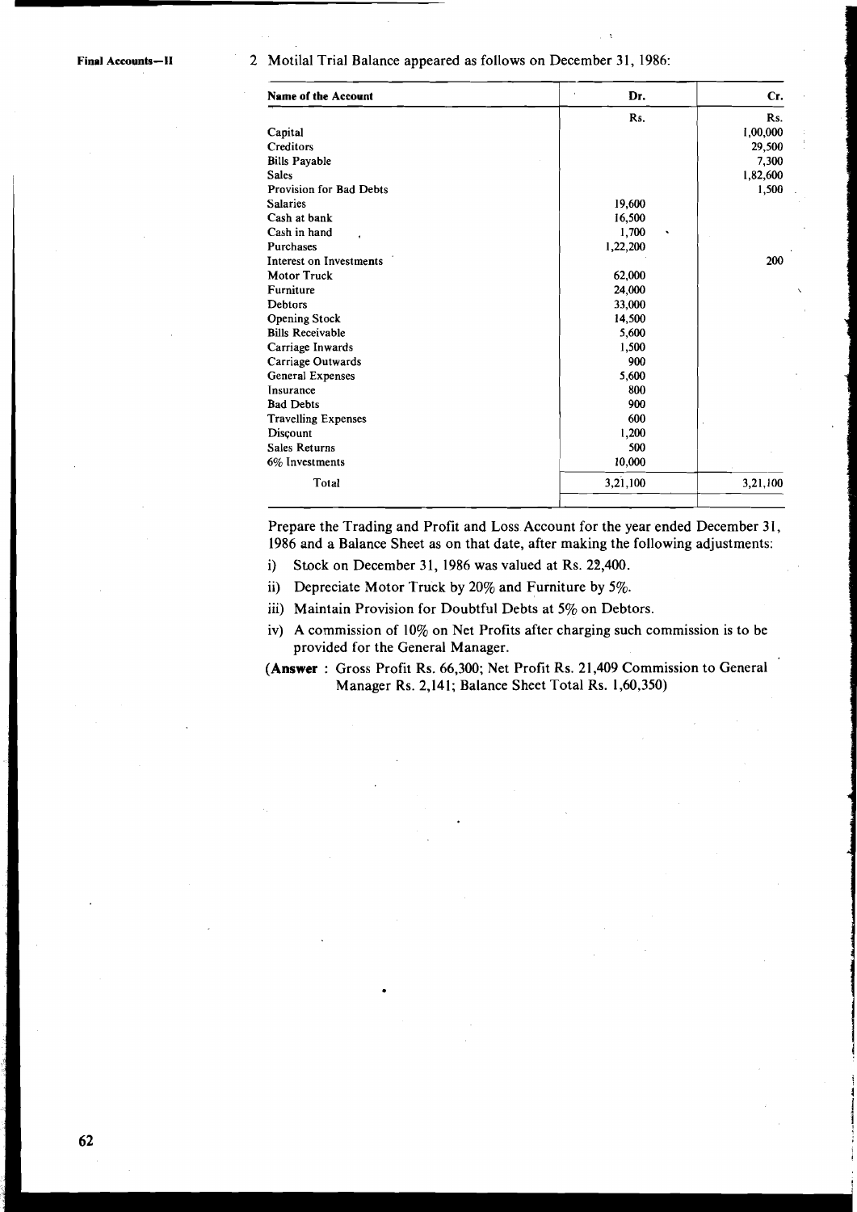2 Motilal Trial Balance appeared as follows on December 31, 1986:

| Name of the Account | Dr. | Cr. |
|---|---|---|
| | Rs. | Rs. |
| Capital | | 1,00,000 |
| Creditors | | 29,500 |
| Bills Payable | | 7,300 |
| Sales | | 1,82,600 |
| Provision for Bad Debts | | 1,500 |
| Salaries | 19,600 | |
| Cash at bank | 16,500 | |
| Cash in hand | 1,700 | |
| Purchases | 1,22,200 | |
| Interest on Investments | | 200 |
| Motor Truck | 62,000 | |
| Furniture | 24,000 | |
| Debtors | 33,000 | |
| Opening Stock | 14,500 | |
| Bills Receivable | 5,600 | |
| Carriage Inwards | 1,500 | |
| Carriage Outwards | 900 | |
| General Expenses | 5,600 | |
| Insurance | 800 | |
| Bad Debts | 900 | |
| Travelling Expenses | 600 | |
| Discount | 1,200 | |
| Sales Returns | 500 | |
| 6% Investments | 10,000 | |
| Total | 3,21,100 | 3,21,100 |

Prepare the Trading and Profit and Loss Account for the year ended December 31, 1986 and a Balance Sheet as on that date, after making the following adjustments:

i) Stock on December 31, 1986 was valued at Rs. 22,400.

ii) Depreciate Motor Truck by 20% and Furniture by 5%.

iii) Maintain Provision for Doubtful Debts at 5% on Debtors.

iv) A commission of 10% on Net Profits after charging such commission is to be provided for the General Manager.

(**Answer** : Gross Profit Rs. 66,300; Net Profit Rs. 21,409 Commission to General Manager Rs. 2,141; Balance Sheet Total Rs. 1,60,350)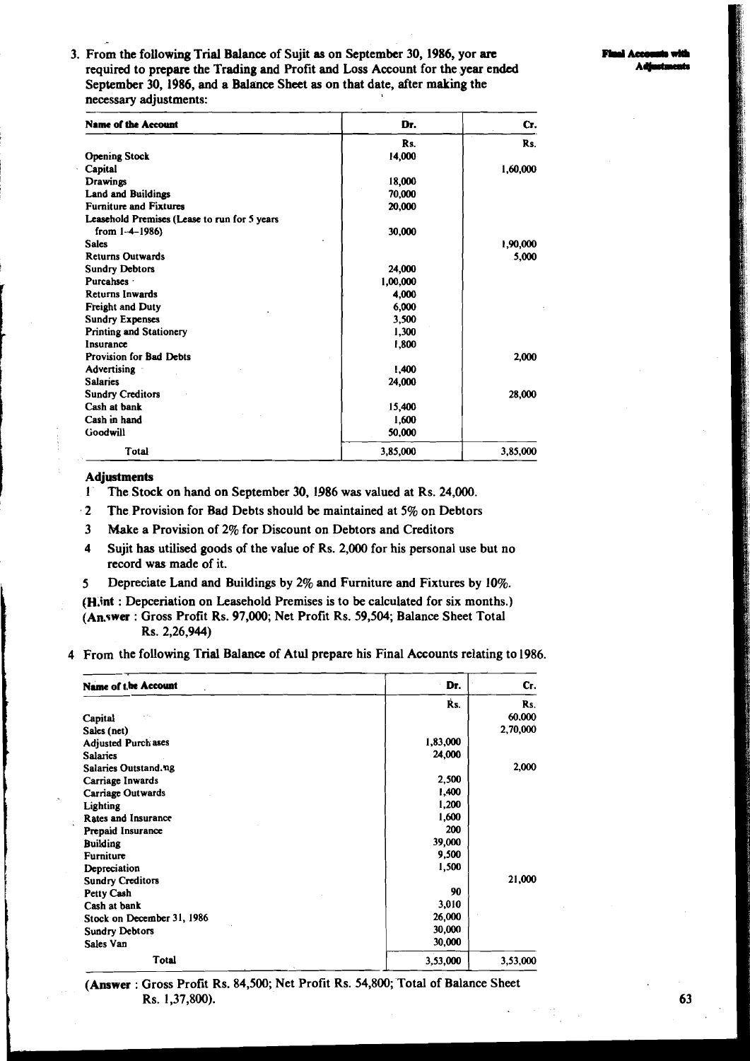3. From the following Trial Balance of Sujit as on September 30, 1986, yor are required to prepare the Trading and Profit and Loss Account for the year ended September 30, 1986, and a Balance Sheet as on that date, after making the necessary adjustments:

| Name of the Account | Dr. | Cr. |
|---|---|---|
| | Rs. | Rs. |
| Opening Stock | 14,000 | |
| Capital | | 1,60,000 |
| Drawings | 18,000 | |
| Land and Buildings | 70,000 | |
| Furniture and Fixtures | 20,000 | |
| Leasehold Premises (Lease to run for 5 years from 1-4-1986) | 30,000 | |
| Sales | | 1,90,000 |
| Returns Outwards | | 5,000 |
| Sundry Debtors | 24,000 | |
| Purcahses | 1,00,000 | |
| Returns Inwards | 4,000 | |
| Freight and Duty | 6,000 | |
| Sundry Expenses | 3,500 | |
| Printing and Stationery | 1,300 | |
| Insurance | 1,800 | |
| Provision for Bad Debts | | 2,000 |
| Advertising | 1,400 | |
| Salaries | 24,000 | |
| Sundry Creditors | | 28,000 |
| Cash at bank | 15,400 | |
| Cash in hand | 1,600 | |
| Goodwill | 50,000 | |
| Total | 3,85,000 | 3,85,000 |

**Adjustments**

1 The Stock on hand on September 30, 1986 was valued at Rs. 24,000.

2 The Provision for Bad Debts should be maintained at 5% on Debtors

3 Make a Provision of 2% for Discount on Debtors and Creditors

4 Sujit has utilised goods of the value of Rs. 2,000 for his personal use but no record was made of it.

5 Depreciate Land and Buildings by 2% and Furniture and Fixtures by 10%.

(**Hint** : Depceriation on Leasehold Premises is to be calculated for six months.)
(**Answer** : Gross Profit Rs. 97,000; Net Profit Rs. 59,504; Balance Sheet Total Rs. 2,26,944)

4 From the following Trial Balance of Atul prepare his Final Accounts relating to 1986.

| Name of the Account | Dr. | Cr. |
|---|---|---|
| | Rs. | Rs. |
| Capital | | 60.000 |
| Sales (net) | | 2,70,000 |
| Adjusted Purchases | 1,83,000 | |
| Salaries | 24,000 | |
| Salaries Outstanding | | 2,000 |
| Carriage Inwards | 2,500 | |
| Carriage Outwards | 1,400 | |
| Lighting | 1,200 | |
| Rates and Insurance | 1,600 | |
| Prepaid Insurance | 200 | |
| Building | 39,000 | |
| Furniture | 9,500 | |
| Depreciation | 1,500 | |
| Sundry Creditors | | 21,000 |
| Petty Cash | 90 | |
| Cash at bank | 3,010 | |
| Stock on December 31, 1986 | 26,000 | |
| Sundry Debtors | 30,000 | |
| Sales Van | 30,000 | |
| Total | 3,53,000 | 3,53,000 |

(**Answer** : Gross Profit Rs. 84,500; Net Profit Rs. 54,800; Total of Balance Sheet Rs. 1,37,800).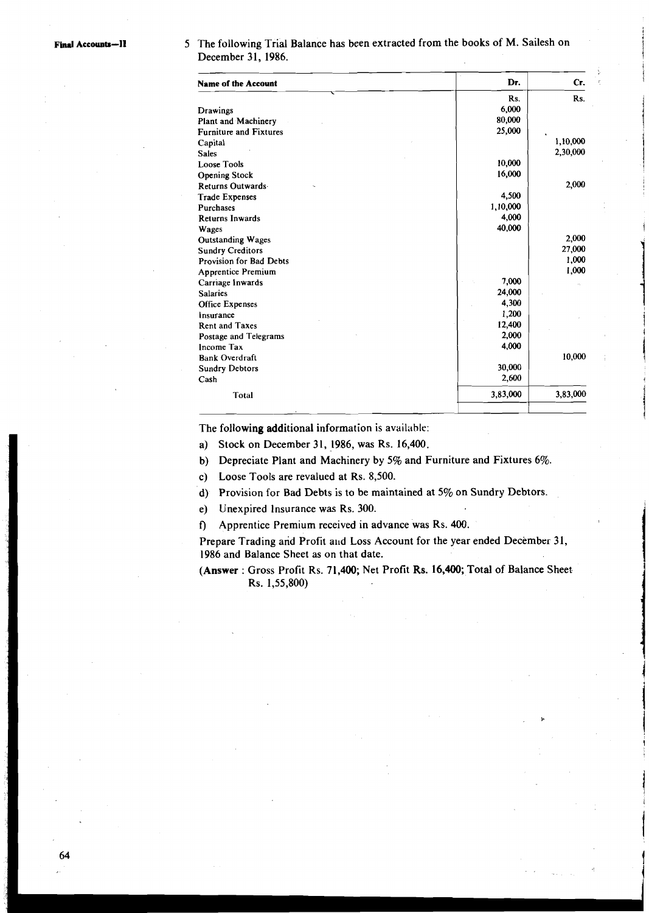5 The following Trial Balance has been extracted from the books of M. Sailesh on December 31, 1986.

| Name of the Account | Dr. | Cr. |
|---|---|---|
| | Rs. | Rs. |
| Drawings | 6,000 | |
| Plant and Machinery | 80,000 | |
| Furniture and Fixtures | 25,000 | |
| Capital | | 1,10,000 |
| Sales | | 2,30,000 |
| Loose Tools | 10,000 | |
| Opening Stock | 16,000 | |
| Returns Outwards | | 2,000 |
| Trade Expenses | 4,500 | |
| Purchases | 1,10,000 | |
| Returns Inwards | 4,000 | |
| Wages | 40,000 | |
| Outstanding Wages | | 2,000 |
| Sundry Creditors | | 27,000 |
| Provision for Bad Debts | | 1,000 |
| Apprentice Premium | | 1,000 |
| Carriage Inwards | 7,000 | |
| Salaries | 24,000 | |
| Office Expenses | 4,300 | |
| Insurance | 1,200 | |
| Rent and Taxes | 12,400 | |
| Postage and Telegrams | 2,000 | |
| Income Tax | 4,000 | |
| Bank Overdraft | | 10,000 |
| Sundry Debtors | 30,000 | |
| Cash | 2,600 | |
| Total | 3,83,000 | 3,83,000 |

The following additional information is available:

a) Stock on December 31, 1986, was Rs. 16,400.

b) Depreciate Plant and Machinery by 5% and Furniture and Fixtures 6%.

c) Loose Tools are revalued at Rs. 8,500.

d) Provision for Bad Debts is to be maintained at 5% on Sundry Debtors.

e) Unexpired Insurance was Rs. 300.

f) Apprentice Premium received in advance was Rs. 400.

Prepare Trading and Profit and Loss Account for the year ended December 31, 1986 and Balance Sheet as on that date.

(**Answer** : Gross Profit Rs. 71,400; Net Profit Rs. 16,400; Total of Balance Sheet Rs. 1,55,800)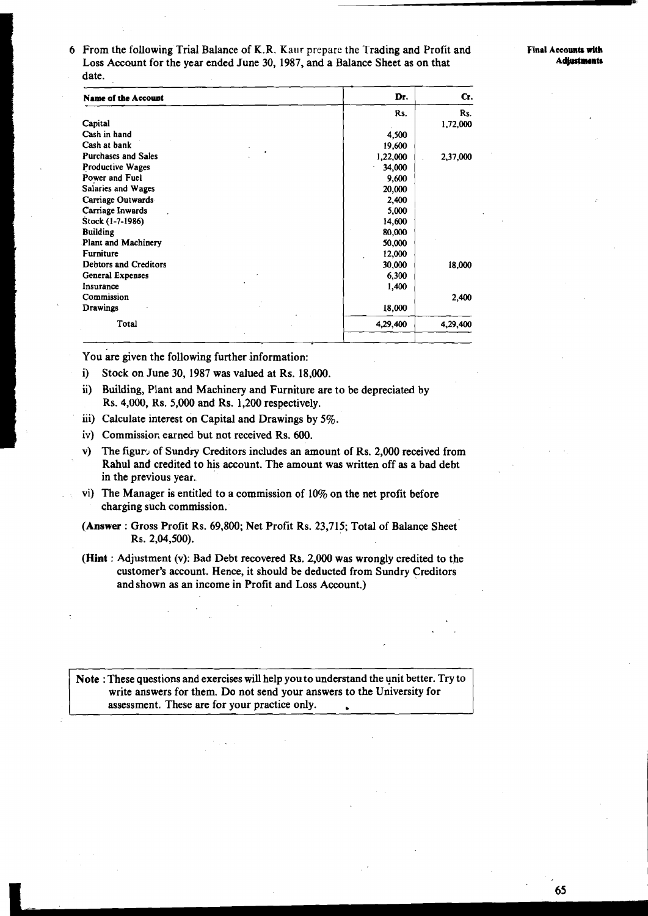6 From the following Trial Balance of K.R. Kaur prepare the Trading and Profit and Loss Account for the year ended June 30, 1987, and a Balance Sheet as on that date.

| Name of the Account | Dr. | Cr. |
|---|---|---|
| | Rs. | Rs. |
| Capital | | 1,72,000 |
| Cash in hand | 4,500 | |
| Cash at bank | 19,600 | |
| Purchases and Sales | 1,22,000 | 2,37,000 |
| Productive Wages | 34,000 | |
| Power and Fuel | 9,600 | |
| Salaries and Wages | 20,000 | |
| Carriage Outwards | 2,400 | |
| Carriage Inwards | 5,000 | |
| Stock (1-7-1986) | 14,600 | |
| Building | 80,000 | |
| Plant and Machinery | 50,000 | |
| Furniture | 12,000 | |
| Debtors and Creditors | 30,000 | 18,000 |
| General Expenses | 6,300 | |
| Insurance | 1,400 | |
| Commission | | 2,400 |
| Drawings | 18,000 | |
| Total | 4,29,400 | 4,29,400 |

You are given the following further information:

i) Stock on June 30, 1987 was valued at Rs. 18,000.

ii) Building, Plant and Machinery and Furniture are to be depreciated by Rs. 4,000, Rs. 5,000 and Rs. 1,200 respectively.

iii) Calculate interest on Capital and Drawings by 5%.

iv) Commission earned but not received Rs. 600.

v) The figure of Sundry Creditors includes an amount of Rs. 2,000 received from Rahul and credited to his account. The amount was written off as a bad debt in the previous year.

vi) The Manager is entitled to a commission of 10% on the net profit before charging such commission.

(**Answer** : Gross Profit Rs. 69,800; Net Profit Rs. 23,715; Total of Balance Sheet Rs. 2,04,500).

(**Hint** : Adjustment (v): Bad Debt recovered Rs. 2,000 was wrongly credited to the customer's account. Hence, it should be deducted from Sundry Creditors and shown as an income in Profit and Loss Account.)

**Note** : These questions and exercises will help you to understand the unit better. Try to write answers for them. Do not send your answers to the University for assessment. These are for your practice only.